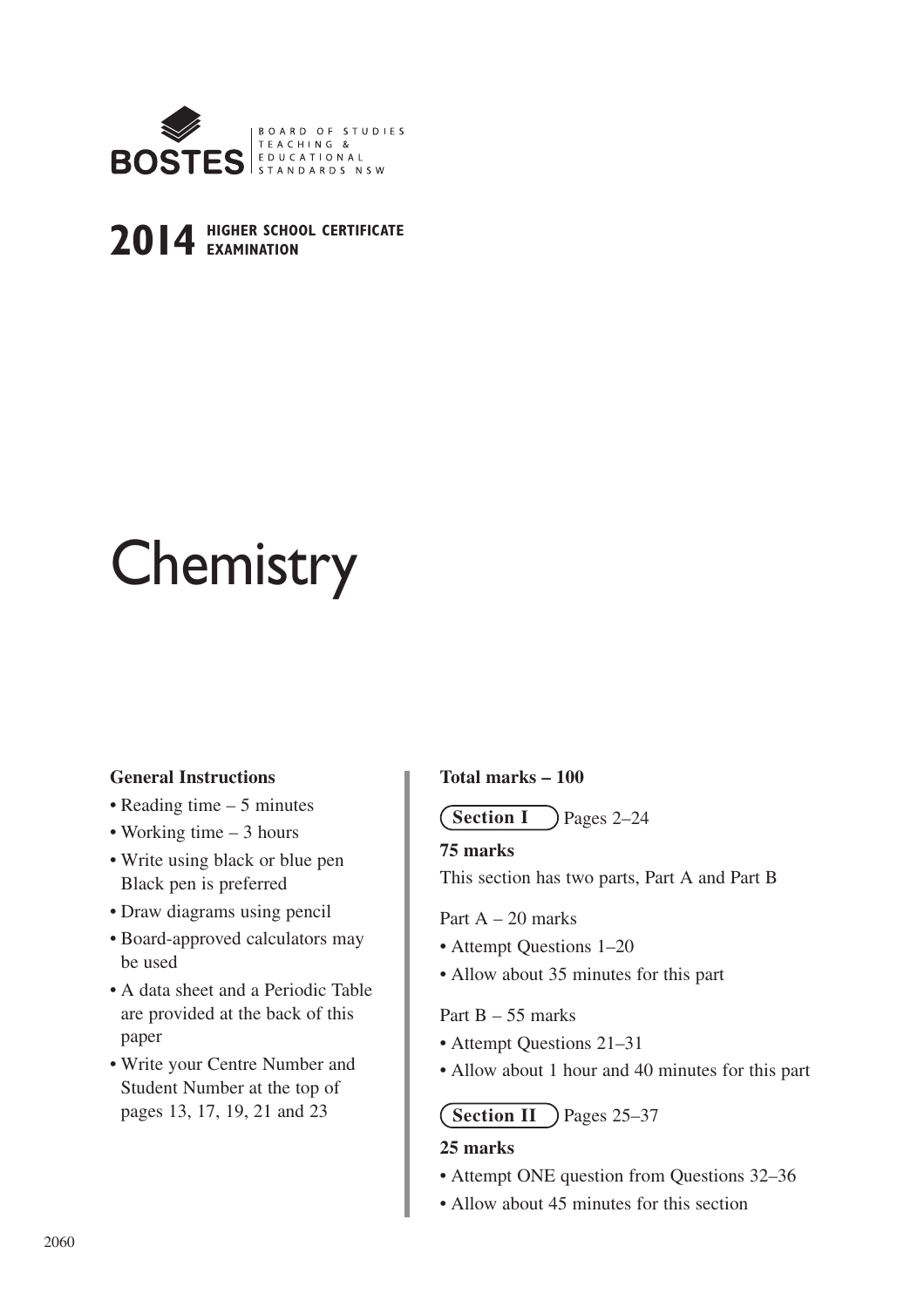BOSTES | BOARD OF STUDIES TEACHING & EDUCATIONAL STANDARDS NSW

**2014** HIGHER SCHOOL CERTIFICATE EXAMINATION

# Chemistry

**General Instructions**

- Reading time – 5 minutes
- Working time – 3 hours
- Write using black or blue pen. Black pen is preferred
- Draw diagrams using pencil
- Board-approved calculators may be used
- A data sheet and a Periodic Table are provided at the back of this paper
- Write your Centre Number and Student Number at the top of pages 13, 17, 19, 21 and 23

**Total marks – 100**

**Section I** Pages 2–24

**75 marks**

This section has two parts, Part A and Part B

Part A – 20 marks

- Attempt Questions 1–20
- Allow about 35 minutes for this part

Part B – 55 marks

- Attempt Questions 21–31
- Allow about 1 hour and 40 minutes for this part

**Section II** Pages 25–37

**25 marks**

- Attempt ONE question from Questions 32–36
- Allow about 45 minutes for this section

2060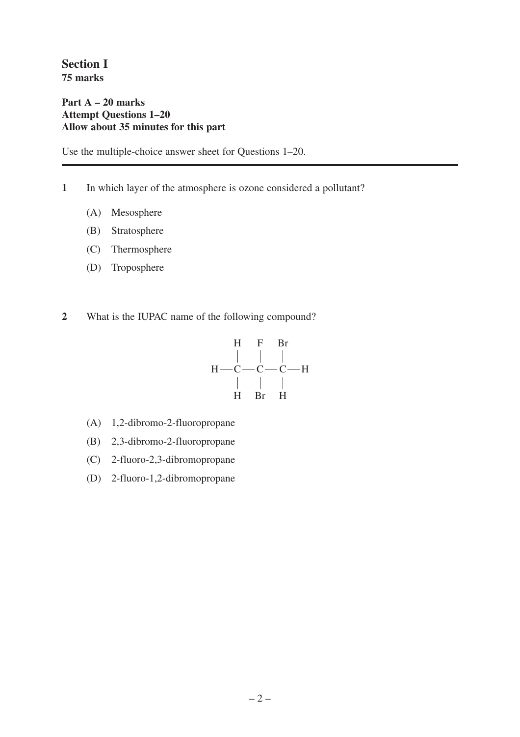## Section I
**75 marks**

**Part A – 20 marks**
**Attempt Questions 1–20**
**Allow about 35 minutes for this part**

Use the multiple-choice answer sheet for Questions 1–20.

---

**1** In which layer of the atmosphere is ozone considered a pollutant?

(A) Mesosphere

(B) Stratosphere

(C) Thermosphere

(D) Troposphere

**2** What is the IUPAC name of the following compound?

```
    H   F   Br
    |   |   |
H — C — C — C — H
    |   |   |
    H   Br  H
```

(A) 1,2-dibromo-2-fluoropropane

(B) 2,3-dibromo-2-fluoropropane

(C) 2-fluoro-2,3-dibromopropane

(D) 2-fluoro-1,2-dibromopropane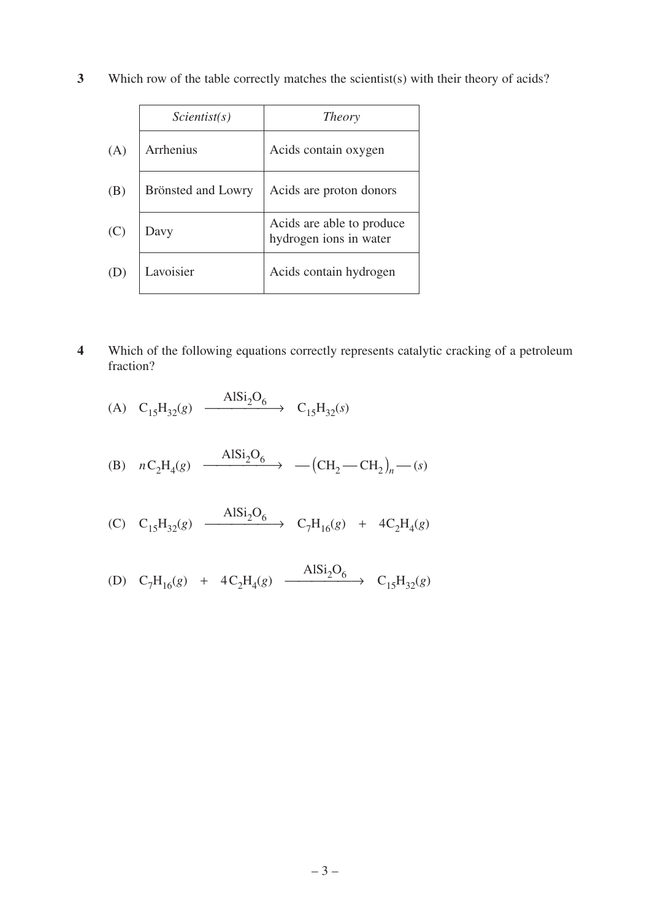**3** Which row of the table correctly matches the scientist(s) with their theory of acids?

| | *Scientist(s)* | *Theory* |
|---|---|---|
| (A) | Arrhenius | Acids contain oxygen |
| (B) | Brönsted and Lowry | Acids are proton donors |
| (C) | Davy | Acids are able to produce hydrogen ions in water |
| (D) | Lavoisier | Acids contain hydrogen |

**4** Which of the following equations correctly represents catalytic cracking of a petroleum fraction?

(A) $C_{15}H_{32}(g) \xrightarrow{AlSi_2O_6} C_{15}H_{32}(s)$

(B) $nC_2H_4(g) \xrightarrow{AlSi_2O_6} -(CH_2-CH_2)_n-(s)$

(C) $C_{15}H_{32}(g) \xrightarrow{AlSi_2O_6} C_7H_{16}(g) + 4C_2H_4(g)$

(D) $C_7H_{16}(g) + 4C_2H_4(g) \xrightarrow{AlSi_2O_6} C_{15}H_{32}(g)$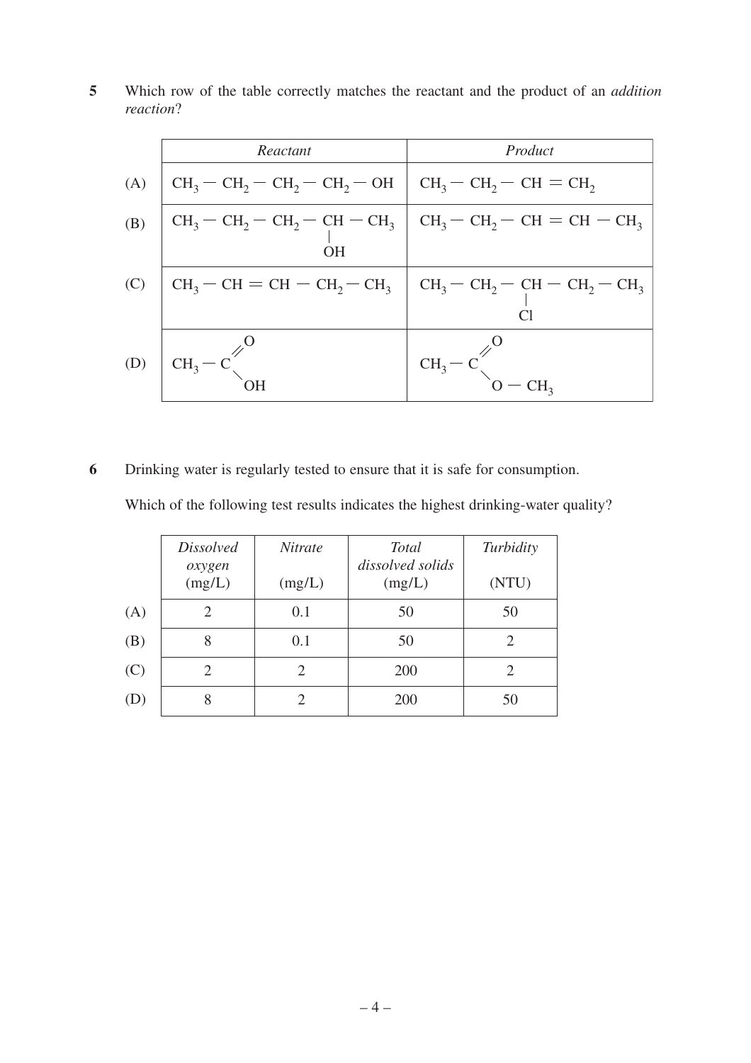**5** Which row of the table correctly matches the reactant and the product of an *addition reaction*?

| | *Reactant* | *Product* |
|---|---|---|
| (A) | $CH_3-CH_2-CH_2-CH_2-OH$ | $CH_3-CH_2-CH=CH_2$ |
| (B) | $CH_3-CH_2-CH_2-CH(OH)-CH_3$ | $CH_3-CH_2-CH=CH-CH_3$ |
| (C) | $CH_3-CH=CH-CH_2-CH_3$ | $CH_3-CH_2-CH(Cl)-CH_2-CH_3$ |
| (D) | $CH_3-C(=O)-OH$ | $CH_3-C(=O)-O-CH_3$ |

**6** Drinking water is regularly tested to ensure that it is safe for consumption.

Which of the following test results indicates the highest drinking-water quality?

| | *Dissolved oxygen* (mg/L) | *Nitrate* (mg/L) | *Total dissolved solids* (mg/L) | *Turbidity* (NTU) |
|---|---|---|---|---|
| (A) | 2 | 0.1 | 50 | 50 |
| (B) | 8 | 0.1 | 50 | 2 |
| (C) | 2 | 2 | 200 | 2 |
| (D) | 8 | 2 | 200 | 50 |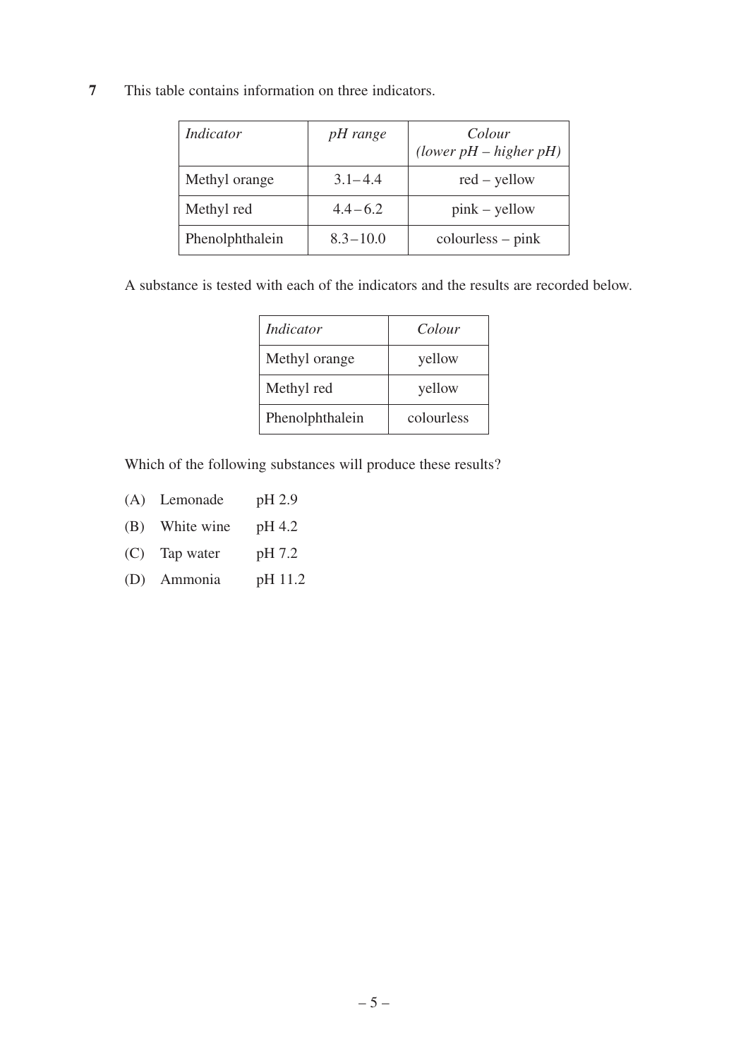**7** This table contains information on three indicators.

| *Indicator* | *pH range* | *Colour (lower pH – higher pH)* |
|---|---|---|
| Methyl orange | 3.1 – 4.4 | red – yellow |
| Methyl red | 4.4 – 6.2 | pink – yellow |
| Phenolphthalein | 8.3 – 10.0 | colourless – pink |

A substance is tested with each of the indicators and the results are recorded below.

| *Indicator* | *Colour* |
|---|---|
| Methyl orange | yellow |
| Methyl red | yellow |
| Phenolphthalein | colourless |

Which of the following substances will produce these results?

(A) Lemonade pH 2.9

(B) White wine pH 4.2

(C) Tap water pH 7.2

(D) Ammonia pH 11.2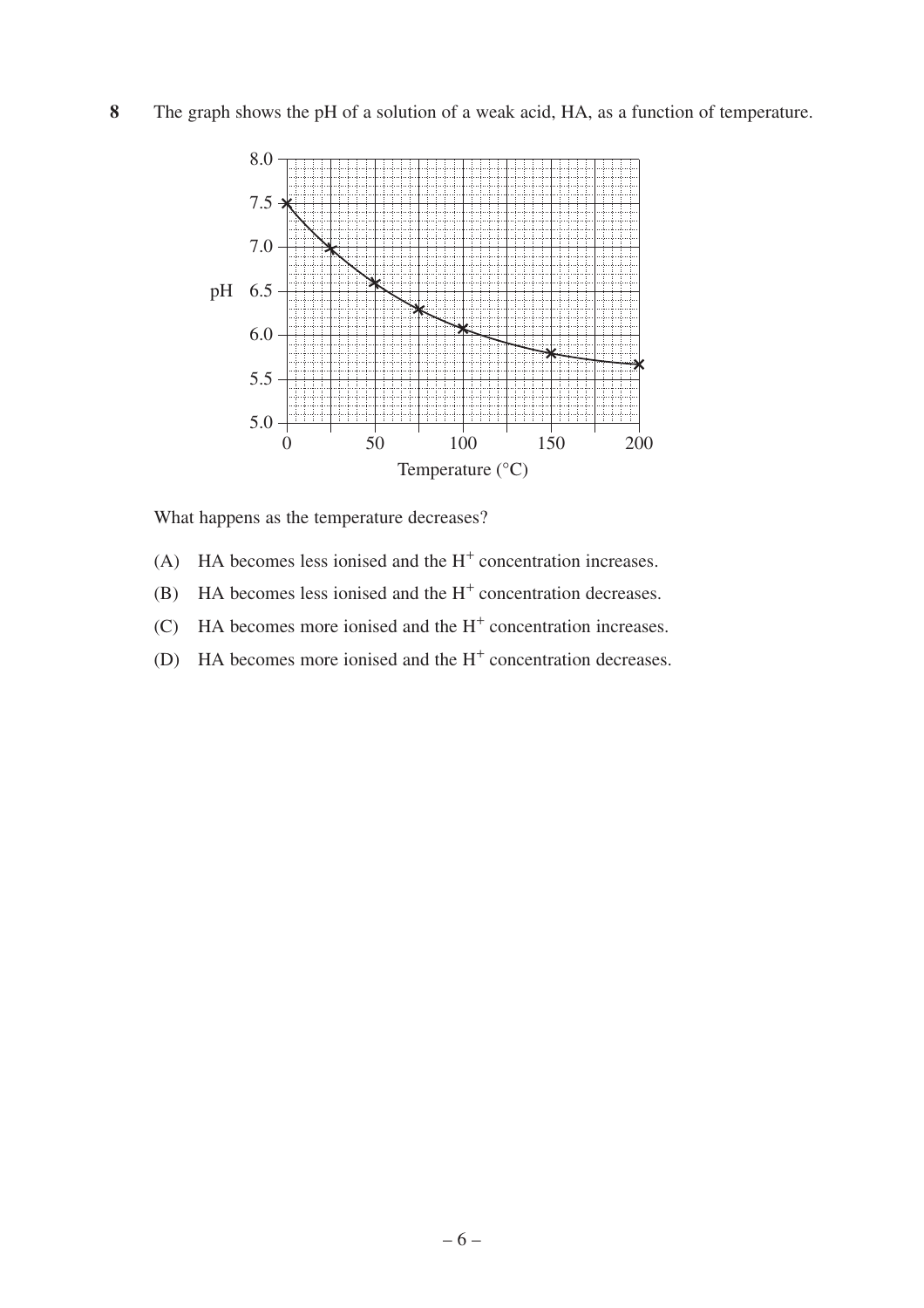**8** The graph shows the pH of a solution of a weak acid, HA, as a function of temperature.

What happens as the temperature decreases?

(A) HA becomes less ionised and the $H^+$ concentration increases.

(B) HA becomes less ionised and the $H^+$ concentration decreases.

(C) HA becomes more ionised and the $H^+$ concentration increases.

(D) HA becomes more ionised and the $H^+$ concentration decreases.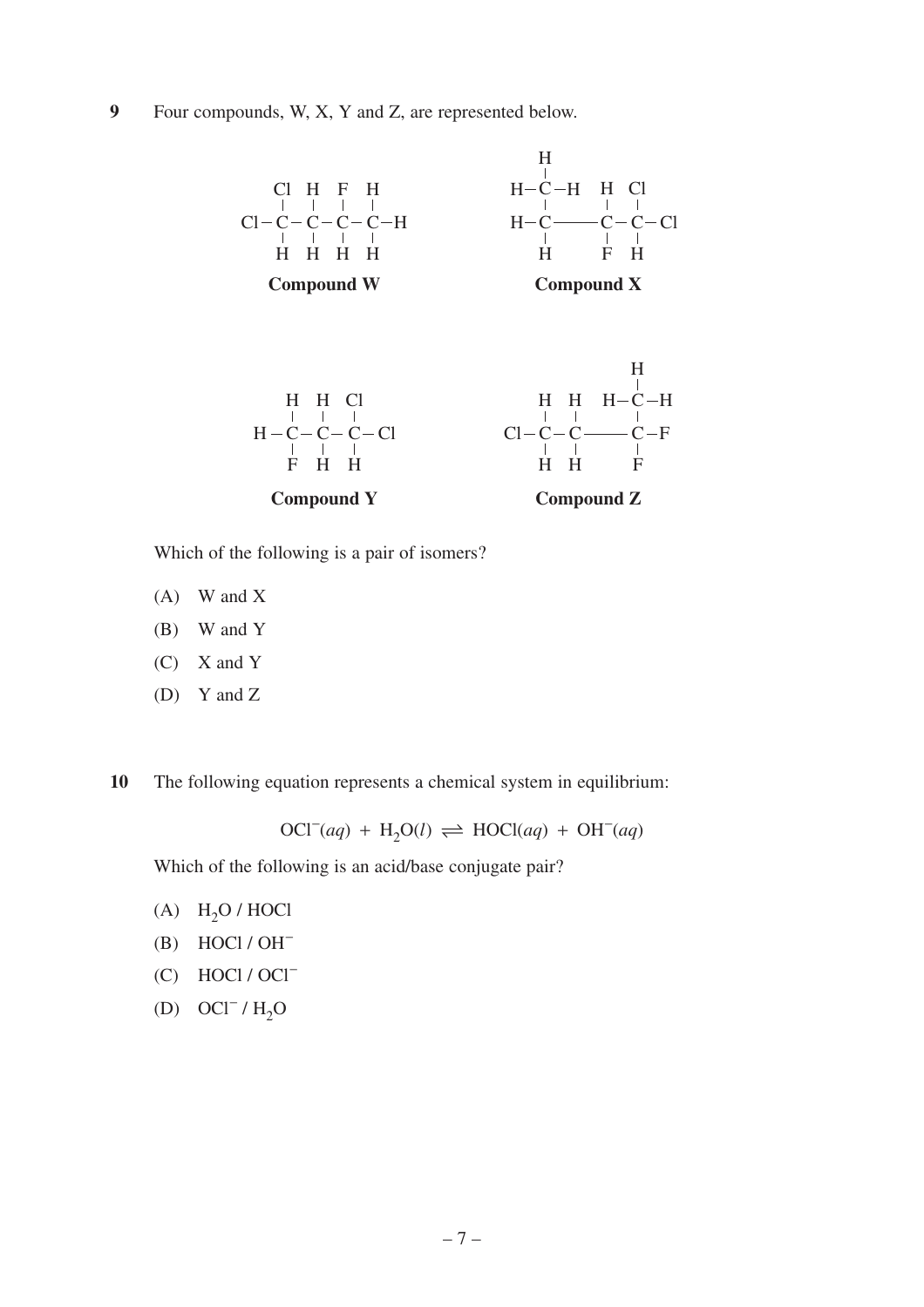**9** Four compounds, W, X, Y and Z, are represented below.

```
 Cl  H   F   H
 |   |   |   |
Cl–C – C – C – C–H
 |   |   |   |
 H   H   H   H
```

**Compound W**

```
   H
   |
H–C–H   H  Cl
   |      |   |
H–C——C – C–Cl
   |      |   |
   H      F   H
```

**Compound X**

```
   H   H  Cl
   |   |   |
H – C – C – C–Cl
   |   |   |
   F   H   H
```

**Compound Y**

```
              H
              |
    H   H  H–C–H
    |   |     |
Cl–C – C——C–F
    |   |     |
    H   H     F
```

**Compound Z**

Which of the following is a pair of isomers?

(A) W and X

(B) W and Y

(C) X and Y

(D) Y and Z

**10** The following equation represents a chemical system in equilibrium:

$$OCl^-(aq) + H_2O(l) \rightleftharpoons HOCl(aq) + OH^-(aq)$$

Which of the following is an acid/base conjugate pair?

(A) $H_2O$ / $HOCl$

(B) $HOCl$ / $OH^-$

(C) $HOCl$ / $OCl^-$

(D) $OCl^-$ / $H_2O$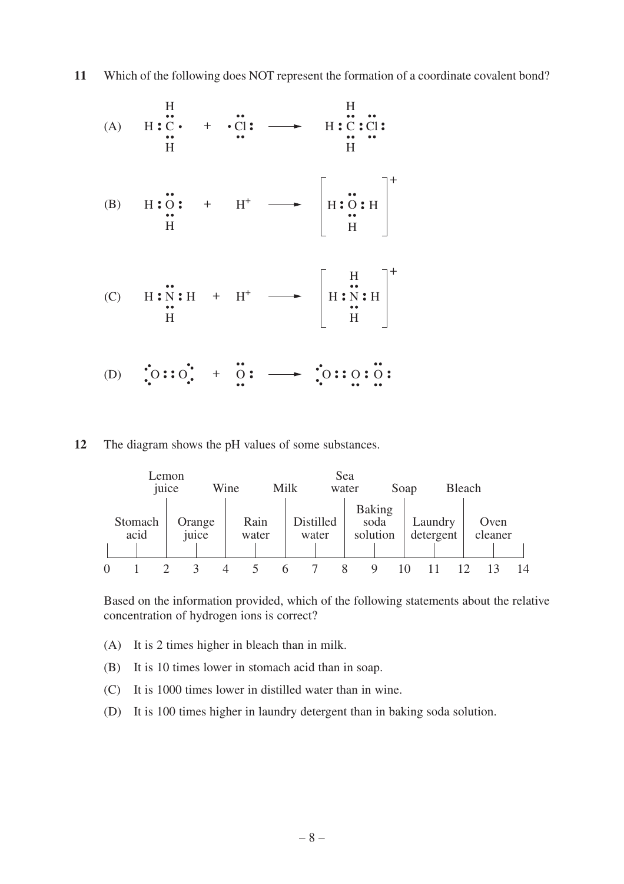**11** Which of the following does NOT represent the formation of a coordinate covalent bond?

(A) $\mathrm{H{:}\overset{\large H}{\underset{\large H}{\ddot{\underset{\cdot\cdot}{C}}}}\cdot} \; + \; \cdot\ddot{\underset{\cdot\cdot}{\mathrm{Cl}}}{:} \longrightarrow \mathrm{H{:}\overset{\large H}{\underset{\large H}{\ddot{\underset{\cdot\cdot}{C}}}}{:}\ddot{\underset{\cdot\cdot}{Cl}}{:}}$

(B) $\mathrm{H{:}\underset{\large H}{\ddot{\underset{\cdot\cdot}{O}}}{:}} \; + \; \mathrm{H^+} \longrightarrow \left[\mathrm{H{:}\underset{\large H}{\ddot{\underset{\cdot\cdot}{O}}}{:}H}\right]^+$

(C) $\mathrm{H{:}\underset{\large H}{\ddot{\underset{\cdot\cdot}{N}}}{:}H} \; + \; \mathrm{H^+} \longrightarrow \left[\mathrm{H{:}\overset{\large H}{\underset{\large H}{\ddot{\underset{\cdot\cdot}{N}}}}{:}H}\right]^+$

(D) $\mathrm{\dot{\underset{\cdot}{:}}O{::}O\dot{\underset{\cdot}{:}}} \; + \; \ddot{\underset{\cdot\cdot}{\mathrm{O}}}{:} \longrightarrow \mathrm{\dot{\underset{\cdot}{:}}O{::}\underset{\cdot\cdot}{O}{:}\ddot{\underset{\cdot\cdot}{O}}{:}}$

**12** The diagram shows the pH values of some substances.

| pH | Substance |
|---|---|
| 1 | Stomach acid |
| 2 | Lemon juice |
| 3 | Orange juice |
| 4 | Wine |
| 5 | Rain water |
| 6 | Milk |
| 7 | Distilled water |
| 8 | Sea water |
| 9 | Baking soda solution |
| 10 | Soap |
| 11 | Laundry detergent |
| 12 | Bleach |
| 13 | Oven cleaner |

Based on the information provided, which of the following statements about the relative concentration of hydrogen ions is correct?

(A) It is 2 times higher in bleach than in milk.

(B) It is 10 times lower in stomach acid than in soap.

(C) It is 1000 times lower in distilled water than in wine.

(D) It is 100 times higher in laundry detergent than in baking soda solution.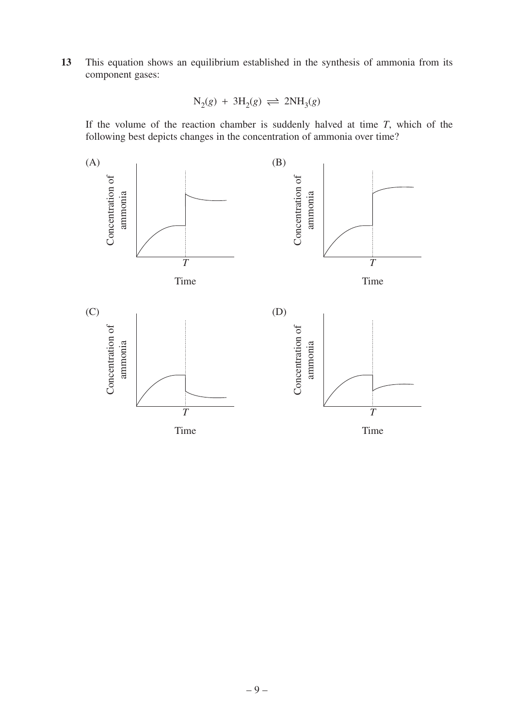**13** This equation shows an equilibrium established in the synthesis of ammonia from its component gases:

$$N_2(g) + 3H_2(g) \rightleftharpoons 2NH_3(g)$$

If the volume of the reaction chamber is suddenly halved at time $T$, which of the following best depicts changes in the concentration of ammonia over time?

(A)

(B)

(C)

(D)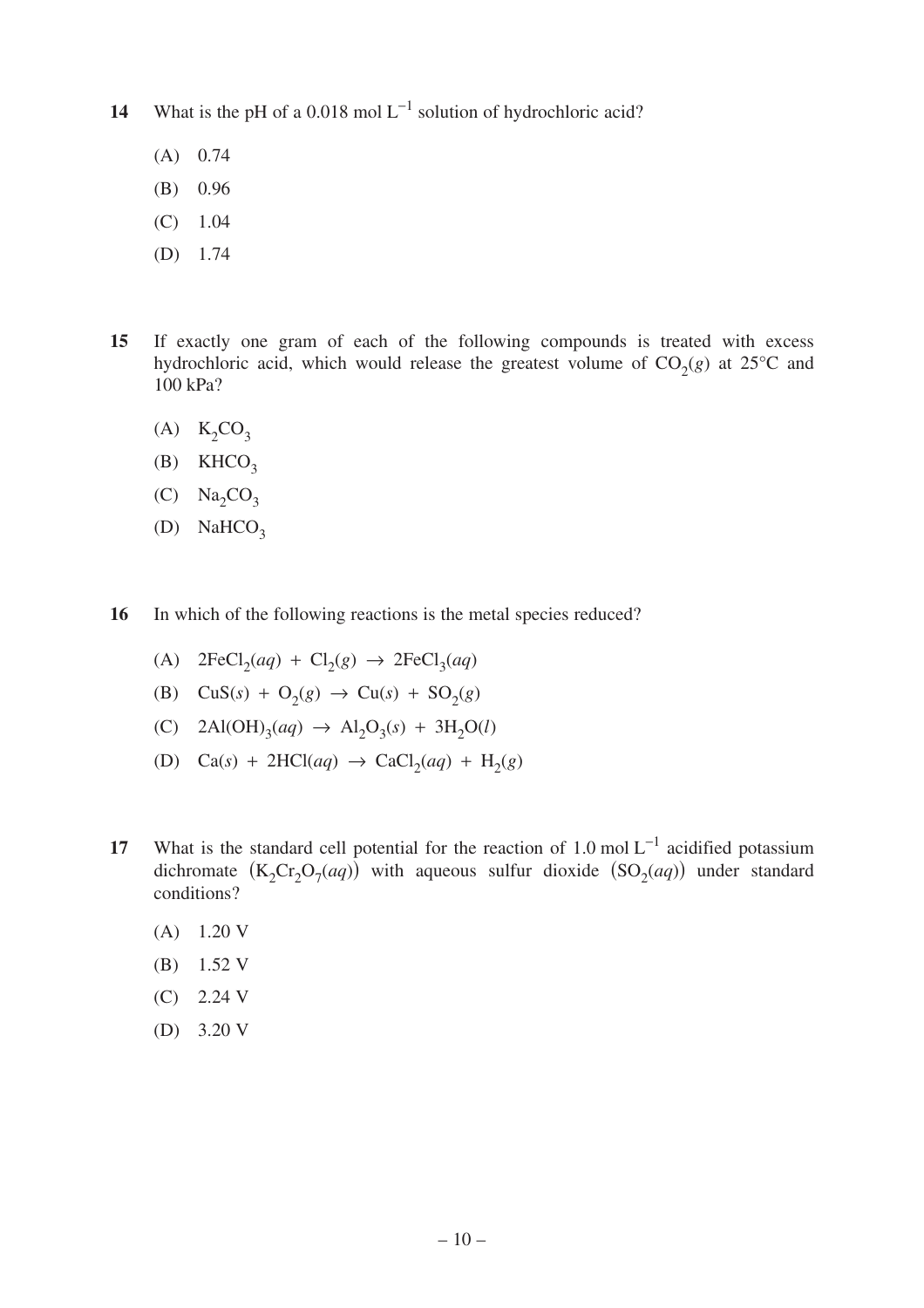**14** What is the pH of a 0.018 mol $L^{-1}$ solution of hydrochloric acid?

(A) 0.74

(B) 0.96

(C) 1.04

(D) 1.74

**15** If exactly one gram of each of the following compounds is treated with excess hydrochloric acid, which would release the greatest volume of $CO_2(g)$ at 25°C and 100 kPa?

(A) $K_2CO_3$

(B) $KHCO_3$

(C) $Na_2CO_3$

(D) $NaHCO_3$

**16** In which of the following reactions is the metal species reduced?

(A) $2FeCl_2(aq) + Cl_2(g) \rightarrow 2FeCl_3(aq)$

(B) $CuS(s) + O_2(g) \rightarrow Cu(s) + SO_2(g)$

(C) $2Al(OH)_3(aq) \rightarrow Al_2O_3(s) + 3H_2O(l)$

(D) $Ca(s) + 2HCl(aq) \rightarrow CaCl_2(aq) + H_2(g)$

**17** What is the standard cell potential for the reaction of 1.0 mol $L^{-1}$ acidified potassium dichromate $(K_2Cr_2O_7(aq))$ with aqueous sulfur dioxide $(SO_2(aq))$ under standard conditions?

(A) 1.20 V

(B) 1.52 V

(C) 2.24 V

(D) 3.20 V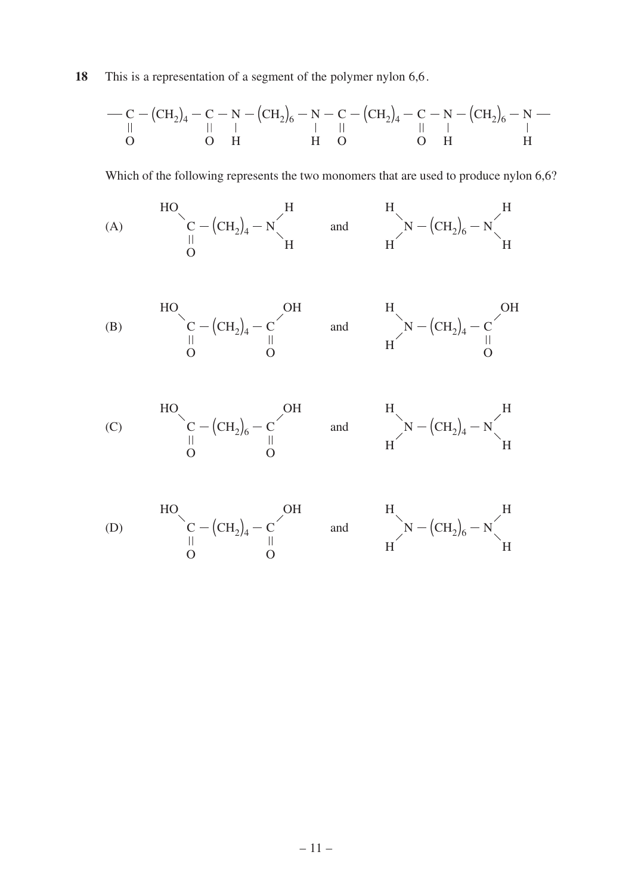**18** This is a representation of a segment of the polymer nylon 6,6.

$$-\underset{\underset{\text{O}}{\|}}{\text{C}}-(\text{CH}_2)_4-\underset{\underset{\text{O}}{\|}}{\text{C}}-\underset{\underset{\text{H}}{|}}{\text{N}}-(\text{CH}_2)_6-\underset{\underset{\text{H}}{|}}{\text{N}}-\underset{\underset{\text{O}}{\|}}{\text{C}}-(\text{CH}_2)_4-\underset{\underset{\text{O}}{\|}}{\text{C}}-\underset{\underset{\text{H}}{|}}{\text{N}}-(\text{CH}_2)_6-\underset{\underset{\text{H}}{|}}{\text{N}}-$$

Which of the following represents the two monomers that are used to produce nylon 6,6?

(A) $HO-\underset{\underset{\text{O}}{\|}}{\text{C}}-(\text{CH}_2)_4-\text{N}H_2$ and $H_2\text{N}-(\text{CH}_2)_6-\text{N}H_2$

(B) $HO-\underset{\underset{\text{O}}{\|}}{\text{C}}-(\text{CH}_2)_4-\underset{\underset{\text{O}}{\|}}{\text{C}}-OH$ and $H_2\text{N}-(\text{CH}_2)_4-\underset{\underset{\text{O}}{\|}}{\text{C}}-OH$

(C) $HO-\underset{\underset{\text{O}}{\|}}{\text{C}}-(\text{CH}_2)_6-\underset{\underset{\text{O}}{\|}}{\text{C}}-OH$ and $H_2\text{N}-(\text{CH}_2)_4-\text{N}H_2$

(D) $HO-\underset{\underset{\text{O}}{\|}}{\text{C}}-(\text{CH}_2)_4-\underset{\underset{\text{O}}{\|}}{\text{C}}-OH$ and $H_2\text{N}-(\text{CH}_2)_6-\text{N}H_2$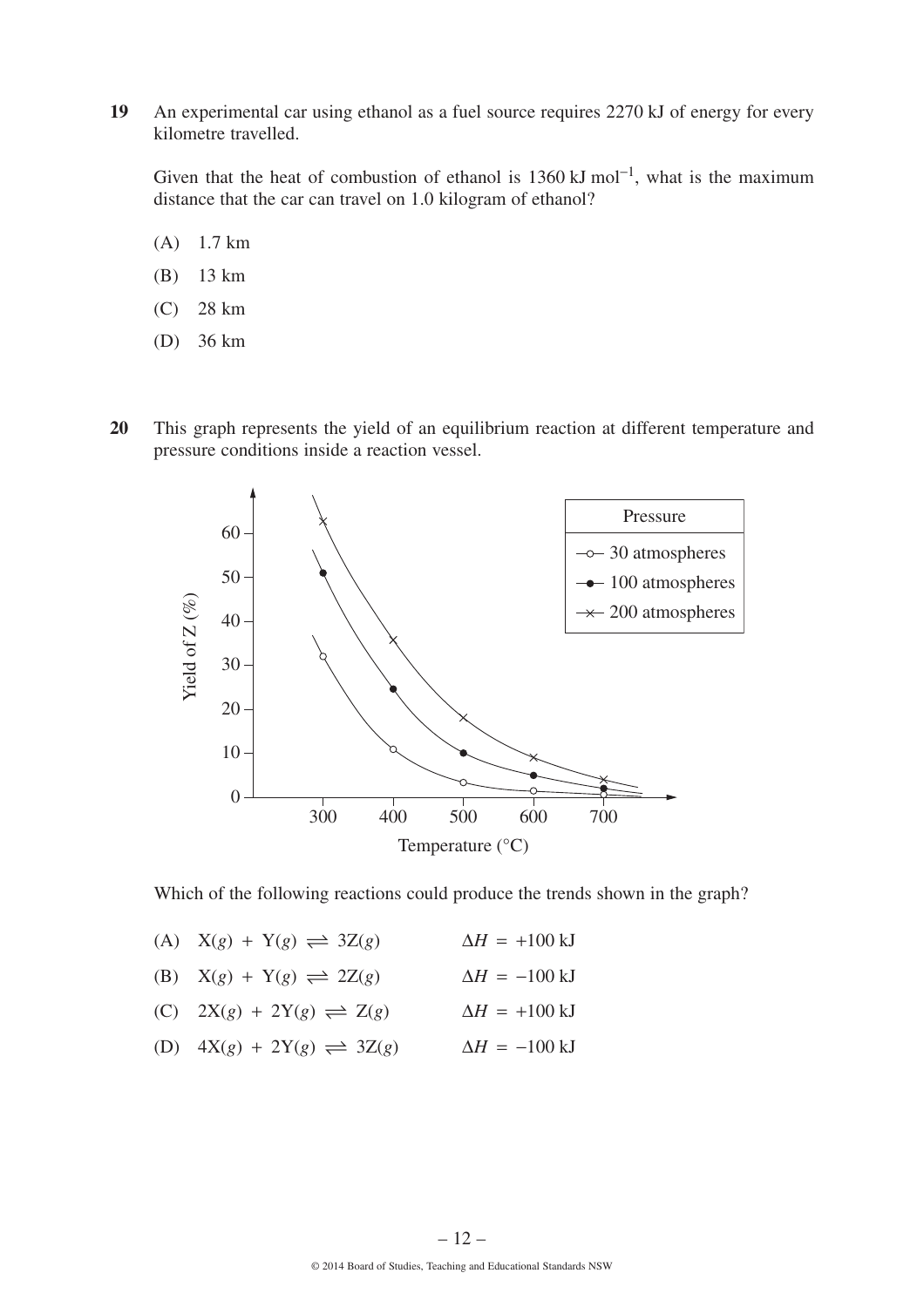**19** An experimental car using ethanol as a fuel source requires 2270 kJ of energy for every kilometre travelled.

Given that the heat of combustion of ethanol is 1360 kJ mol$^{-1}$, what is the maximum distance that the car can travel on 1.0 kilogram of ethanol?

(A) 1.7 km

(B) 13 km

(C) 28 km

(D) 36 km

**20** This graph represents the yield of an equilibrium reaction at different temperature and pressure conditions inside a reaction vessel.

Which of the following reactions could produce the trends shown in the graph?

(A) $X(g) + Y(g) \rightleftharpoons 3Z(g)$ $\Delta H = +100$ kJ

(B) $X(g) + Y(g) \rightleftharpoons 2Z(g)$ $\Delta H = -100$ kJ

(C) $2X(g) + 2Y(g) \rightleftharpoons Z(g)$ $\Delta H = +100$ kJ

(D) $4X(g) + 2Y(g) \rightleftharpoons 3Z(g)$ $\Delta H = -100$ kJ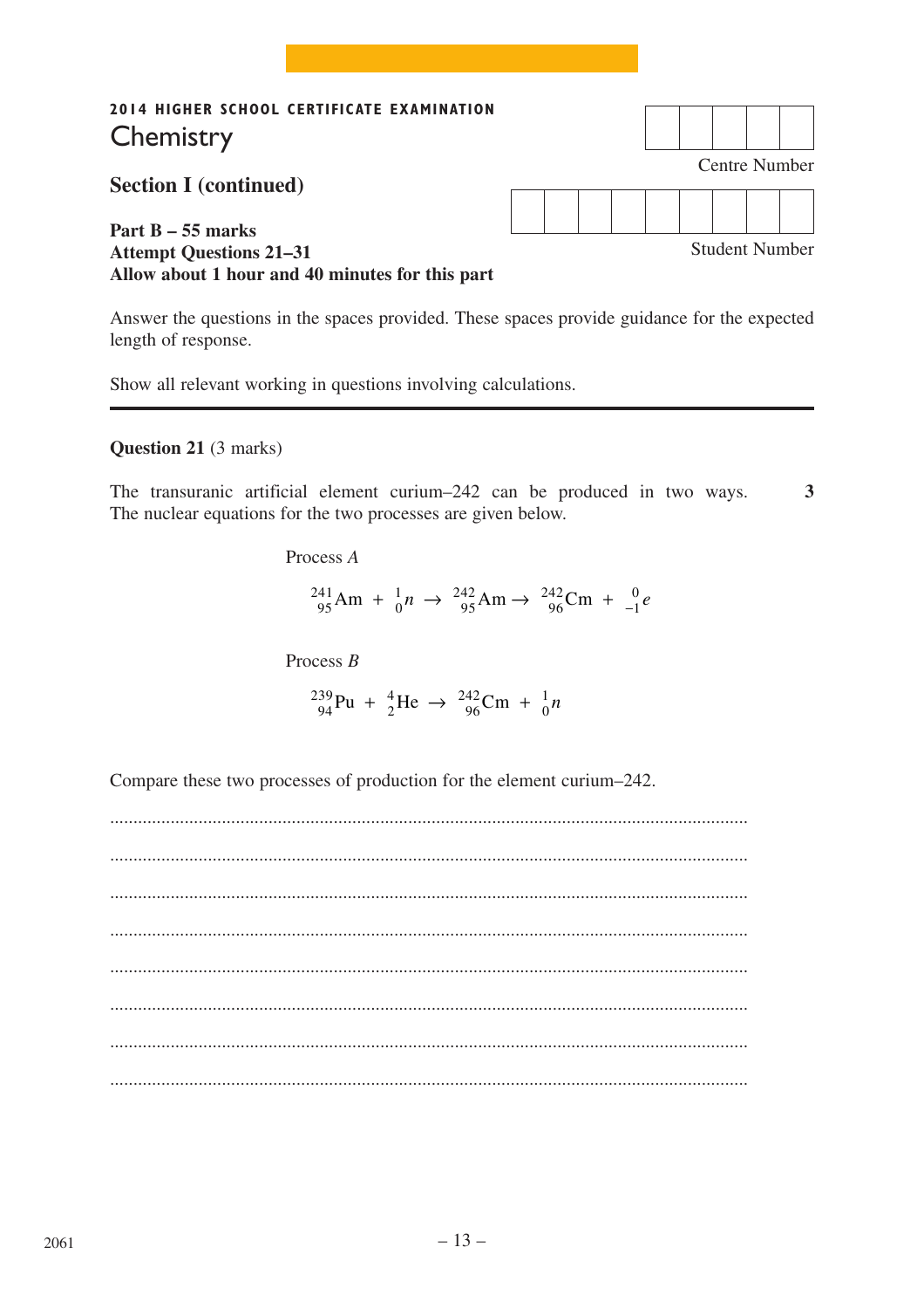2014 HIGHER SCHOOL CERTIFICATE EXAMINATION

# Chemistry

Centre Number

Student Number

## Section I (continued)

**Part B – 55 marks**
**Attempt Questions 21–31**
**Allow about 1 hour and 40 minutes for this part**

Answer the questions in the spaces provided. These spaces provide guidance for the expected length of response.

Show all relevant working in questions involving calculations.

---

**Question 21** (3 marks)

The transuranic artificial element curium–242 can be produced in two ways. The nuclear equations for the two processes are given below. **3**

Process *A*

$$ {}^{241}_{95}\text{Am} + {}^{1}_{0}n \rightarrow {}^{242}_{95}\text{Am} \rightarrow {}^{242}_{96}\text{Cm} + {}^{0}_{-1}e $$

Process *B*

$$ {}^{239}_{94}\text{Pu} + {}^{4}_{2}\text{He} \rightarrow {}^{242}_{96}\text{Cm} + {}^{1}_{0}n $$

Compare these two processes of production for the element curium–242.

.......................................................................................................................................

.......................................................................................................................................

.......................................................................................................................................

.......................................................................................................................................

.......................................................................................................................................

.......................................................................................................................................

.......................................................................................................................................

.......................................................................................................................................

2061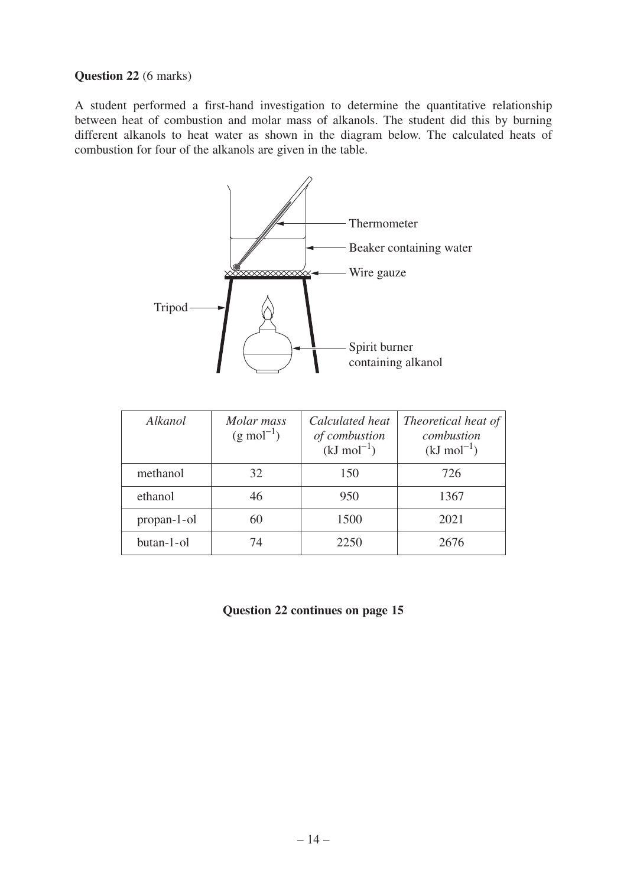**Question 22** (6 marks)

A student performed a first-hand investigation to determine the quantitative relationship between heat of combustion and molar mass of alkanols. The student did this by burning different alkanols to heat water as shown in the diagram below. The calculated heats of combustion for four of the alkanols are given in the table.

| *Alkanol* | *Molar mass* (g $mol^{-1}$) | *Calculated heat of combustion* (kJ $mol^{-1}$) | *Theoretical heat of combustion* (kJ $mol^{-1}$) |
|---|---|---|---|
| methanol | 32 | 150 | 726 |
| ethanol | 46 | 950 | 1367 |
| propan-1-ol | 60 | 1500 | 2021 |
| butan-1-ol | 74 | 2250 | 2676 |

**Question 22 continues on page 15**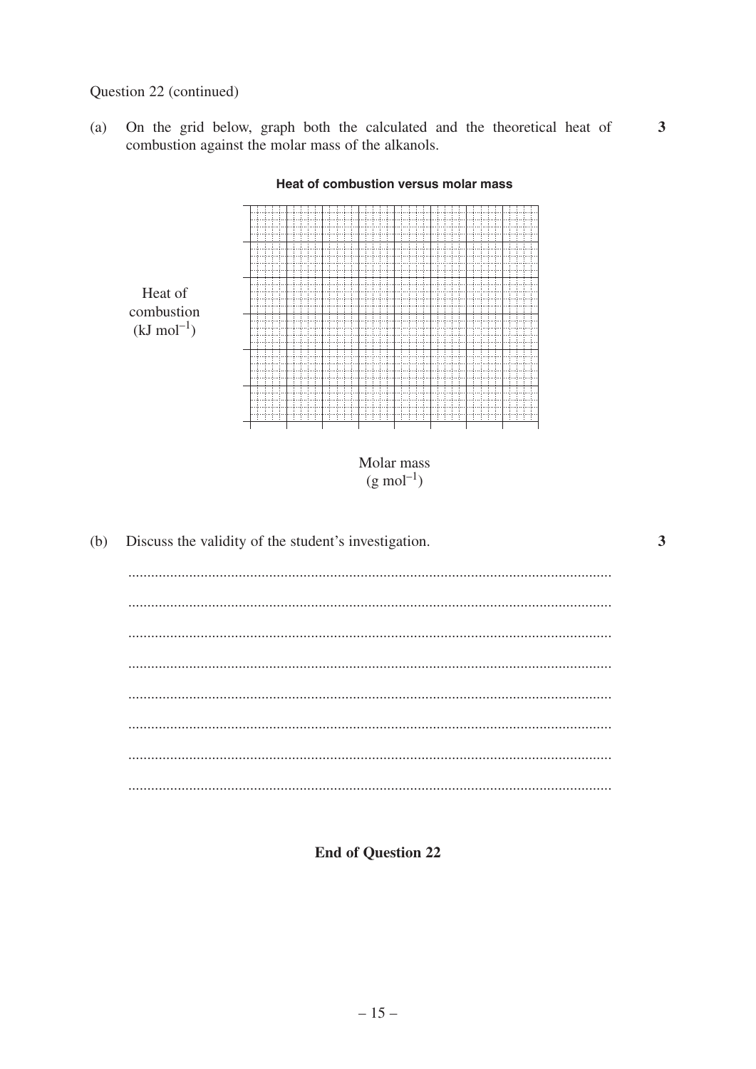Question 22 (continued)

(a) On the grid below, graph both the calculated and the theoretical heat of combustion against the molar mass of the alkanols. **3**

**Heat of combustion versus molar mass**

Heat of combustion ($kJ\ mol^{-1}$)

Molar mass ($g\ mol^{-1}$)

(b) Discuss the validity of the student's investigation. **3**

...............................................................................................................................

...............................................................................................................................

...............................................................................................................................

...............................................................................................................................

...............................................................................................................................

...............................................................................................................................

...............................................................................................................................

...............................................................................................................................

**End of Question 22**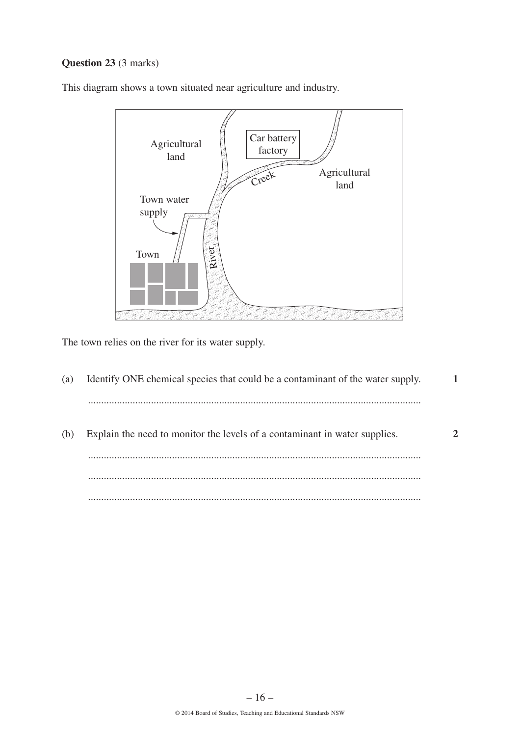**Question 23** (3 marks)

This diagram shows a town situated near agriculture and industry.

The town relies on the river for its water supply.

(a) Identify ONE chemical species that could be a contaminant of the water supply. **1**

...............................................................................................................................

(b) Explain the need to monitor the levels of a contaminant in water supplies. **2**

...............................................................................................................................

...............................................................................................................................

...............................................................................................................................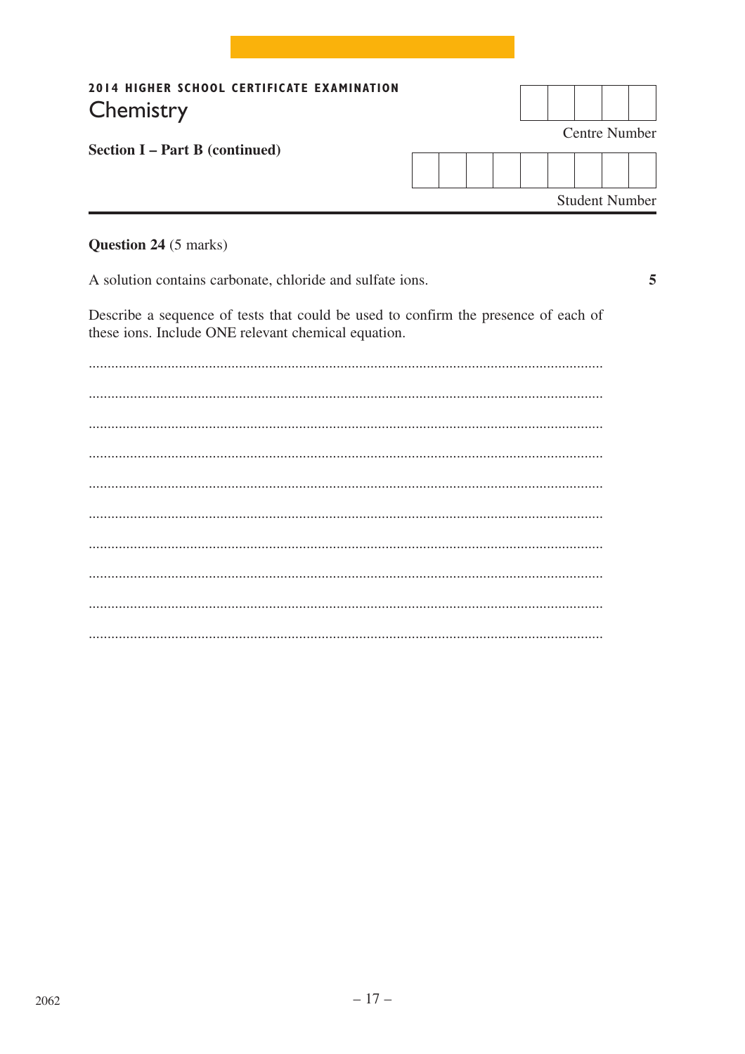**2014 HIGHER SCHOOL CERTIFICATE EXAMINATION**

# Chemistry

Centre Number

Student Number

**Section I – Part B (continued)**

**Question 24** (5 marks)

A solution contains carbonate, chloride and sulfate ions. **5**

Describe a sequence of tests that could be used to confirm the presence of each of these ions. Include ONE relevant chemical equation.

2062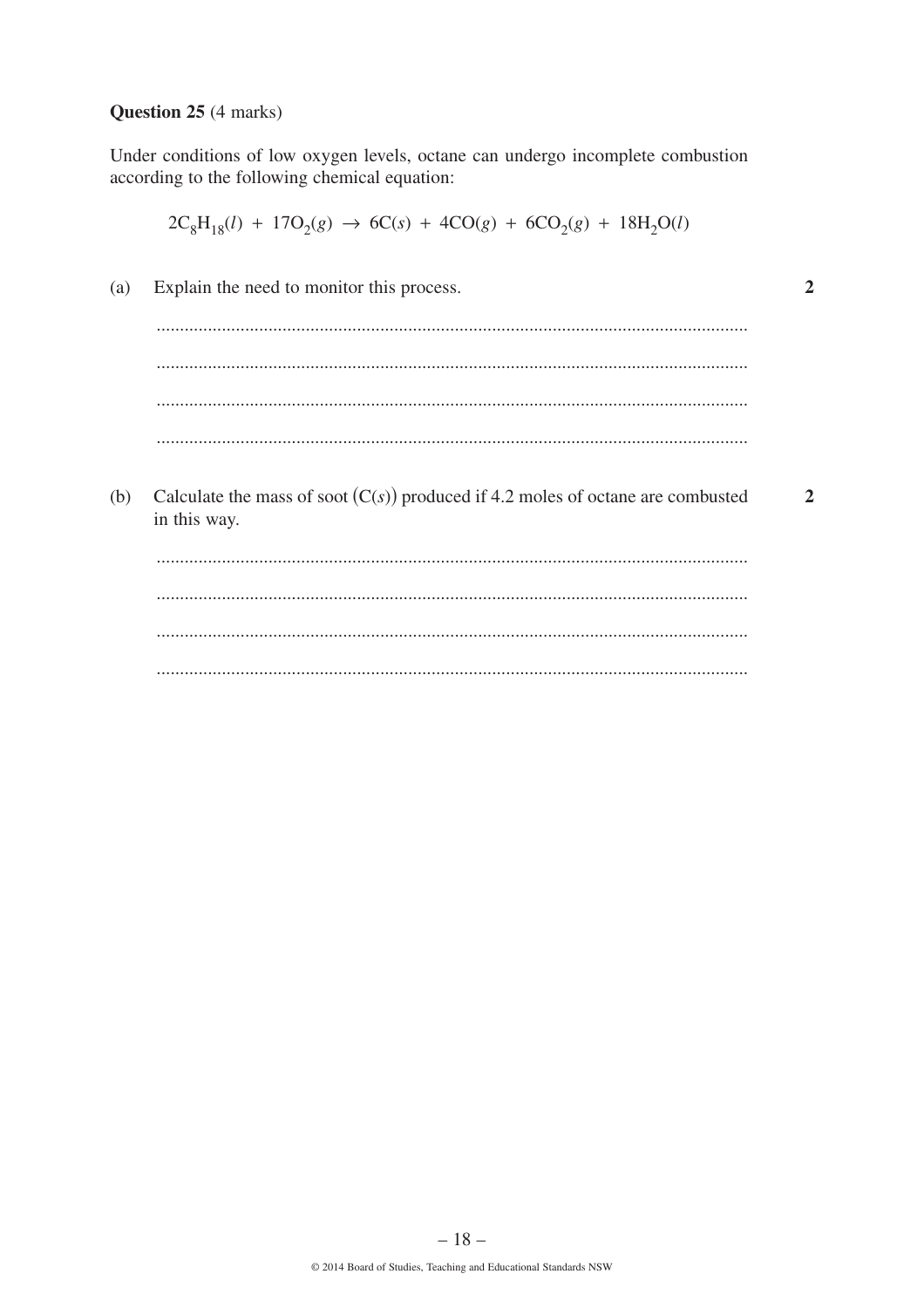**Question 25** (4 marks)

Under conditions of low oxygen levels, octane can undergo incomplete combustion according to the following chemical equation:

$$2C_8H_{18}(l) + 17O_2(g) \rightarrow 6C(s) + 4CO(g) + 6CO_2(g) + 18H_2O(l)$$

(a) Explain the need to monitor this process. **2**

.............................................................................................................................

.............................................................................................................................

.............................................................................................................................

.............................................................................................................................

(b) Calculate the mass of soot $(C(s))$ produced if 4.2 moles of octane are combusted in this way. **2**

.............................................................................................................................

.............................................................................................................................

.............................................................................................................................

.............................................................................................................................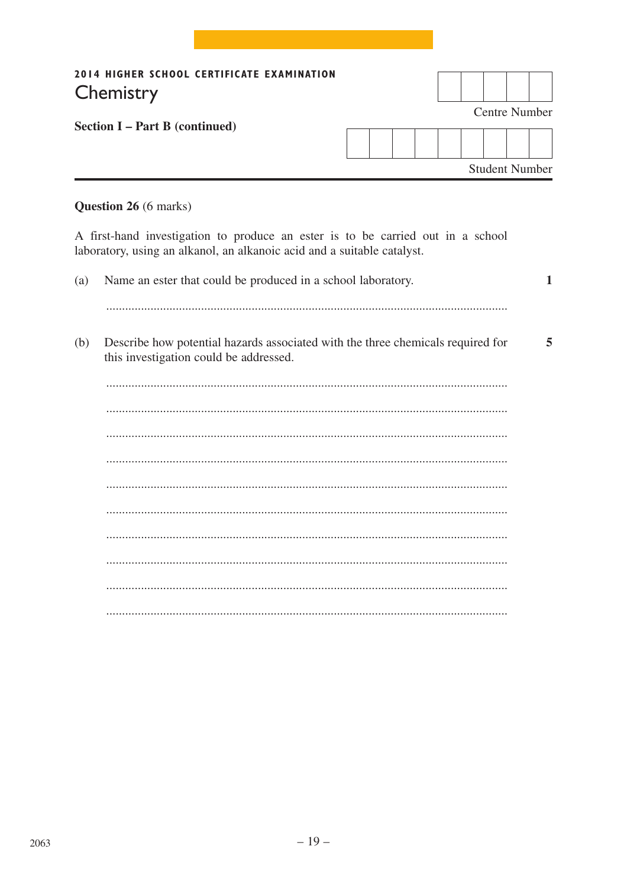**2014 HIGHER SCHOOL CERTIFICATE EXAMINATION**

# Chemistry

**Section I – Part B (continued)**

Centre Number

Student Number

**Question 26** (6 marks)

A first-hand investigation to produce an ester is to be carried out in a school laboratory, using an alkanol, an alkanoic acid and a suitable catalyst.

(a) Name an ester that could be produced in a school laboratory. **1**

...............................................................................................................................

(b) Describe how potential hazards associated with the three chemicals required for this investigation could be addressed. **5**

...............................................................................................................................

...............................................................................................................................

...............................................................................................................................

...............................................................................................................................

...............................................................................................................................

...............................................................................................................................

...............................................................................................................................

...............................................................................................................................

...............................................................................................................................

...............................................................................................................................

2063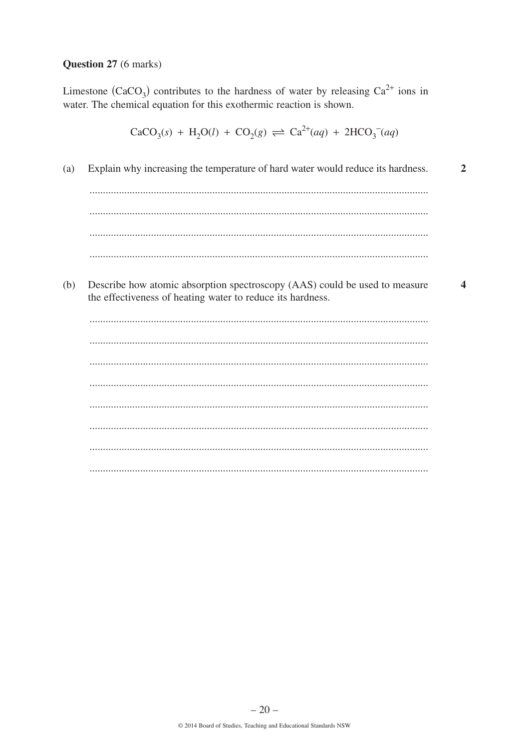**Question 27** (6 marks)

Limestone $(CaCO_3)$ contributes to the hardness of water by releasing $Ca^{2+}$ ions in water. The chemical equation for this exothermic reaction is shown.

$$CaCO_3(s) + H_2O(l) + CO_2(g) \rightleftharpoons Ca^{2+}(aq) + 2HCO_3^-(aq)$$

(a) Explain why increasing the temperature of hard water would reduce its hardness. **2**

(b) Describe how atomic absorption spectroscopy (AAS) could be used to measure the effectiveness of heating water to reduce its hardness. **4**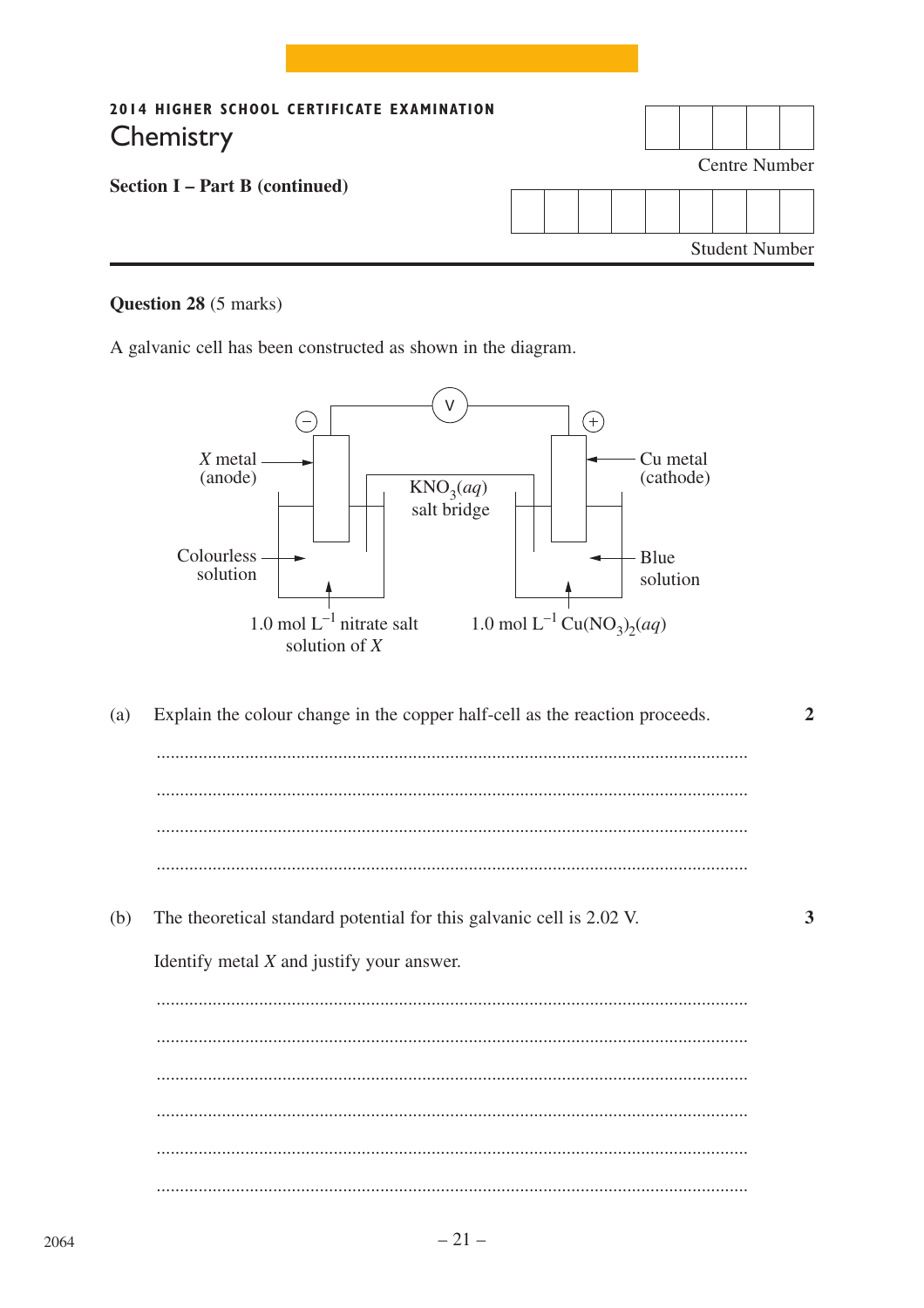**2014 HIGHER SCHOOL CERTIFICATE EXAMINATION**

# Chemistry

**Section I – Part B (continued)**

Centre Number

Student Number

**Question 28** (5 marks)

A galvanic cell has been constructed as shown in the diagram.

X metal (anode) — Cu metal (cathode)

$KNO_3(aq)$ salt bridge

Colourless solution — Blue solution

1.0 mol $L^{-1}$ nitrate salt solution of X — 1.0 mol $L^{-1}$ $Cu(NO_3)_2(aq)$

(a) Explain the colour change in the copper half-cell as the reaction proceeds. **2**

...............................................................................................................

...............................................................................................................

...............................................................................................................

...............................................................................................................

(b) The theoretical standard potential for this galvanic cell is 2.02 V. **3**

Identify metal X and justify your answer.

...............................................................................................................

...............................................................................................................

...............................................................................................................

...............................................................................................................

...............................................................................................................

...............................................................................................................

2064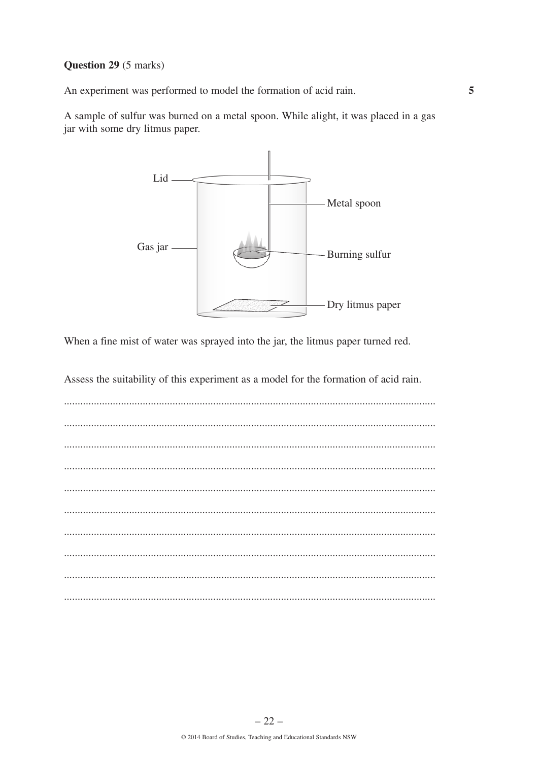**Question 29** (5 marks)

An experiment was performed to model the formation of acid rain. **5**

A sample of sulfur was burned on a metal spoon. While alight, it was placed in a gas jar with some dry litmus paper.

When a fine mist of water was sprayed into the jar, the litmus paper turned red.

Assess the suitability of this experiment as a model for the formation of acid rain.

...............................................................................................................................

...............................................................................................................................

...............................................................................................................................

...............................................................................................................................

...............................................................................................................................

...............................................................................................................................

...............................................................................................................................

...............................................................................................................................

...............................................................................................................................

...............................................................................................................................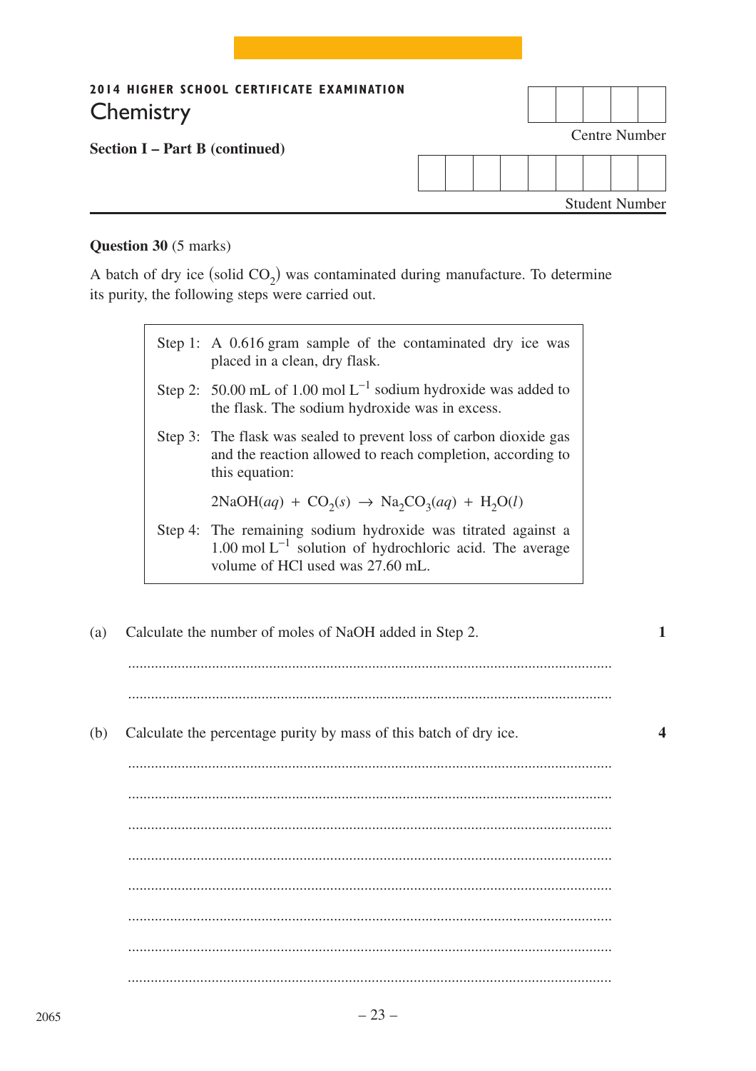2014 HIGHER SCHOOL CERTIFICATE EXAMINATION

# Chemistry

**Section I – Part B (continued)**

Centre Number

Student Number

**Question 30** (5 marks)

A batch of dry ice (solid $CO_2$) was contaminated during manufacture. To determine its purity, the following steps were carried out.

| | |
|---|---|
| Step 1: | A 0.616 gram sample of the contaminated dry ice was placed in a clean, dry flask. |
| Step 2: | 50.00 mL of 1.00 mol $L^{-1}$ sodium hydroxide was added to the flask. The sodium hydroxide was in excess. |
| Step 3: | The flask was sealed to prevent loss of carbon dioxide gas and the reaction allowed to reach completion, according to this equation: $2NaOH(aq) + CO_2(s) \rightarrow Na_2CO_3(aq) + H_2O(l)$ |
| Step 4: | The remaining sodium hydroxide was titrated against a 1.00 mol $L^{-1}$ solution of hydrochloric acid. The average volume of HCl used was 27.60 mL. |

(a) Calculate the number of moles of NaOH added in Step 2. **1**

...............................................................................................................

...............................................................................................................

(b) Calculate the percentage purity by mass of this batch of dry ice. **4**

...............................................................................................................

...............................................................................................................

...............................................................................................................

...............................................................................................................

...............................................................................................................

...............................................................................................................

...............................................................................................................

...............................................................................................................

2065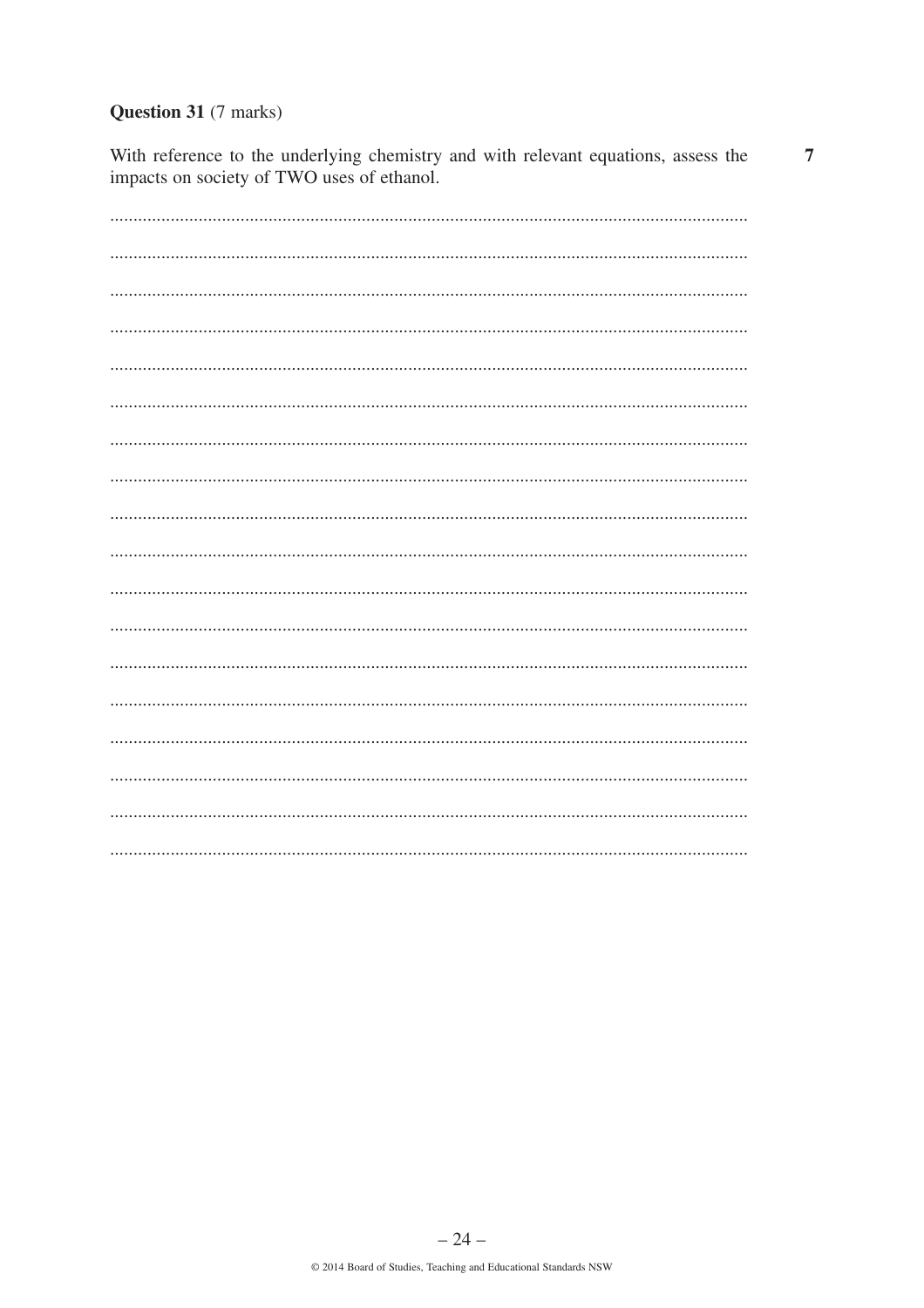**Question 31** (7 marks)

With reference to the underlying chemistry and with relevant equations, assess the impacts on society of TWO uses of ethanol. **7**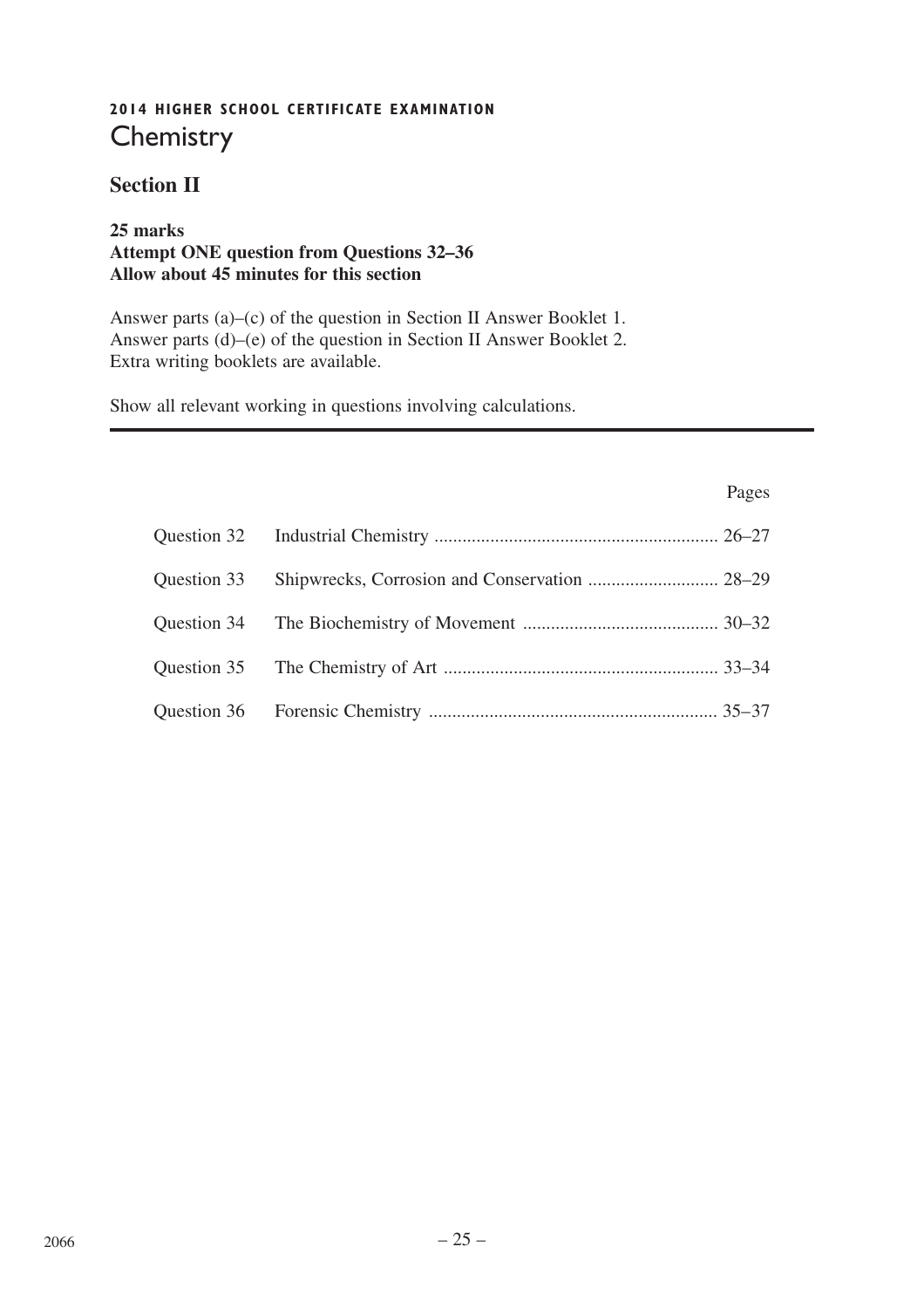**2014 HIGHER SCHOOL CERTIFICATE EXAMINATION**

# Chemistry

## Section II

**25 marks**
**Attempt ONE question from Questions 32–36**
**Allow about 45 minutes for this section**

Answer parts (a)–(c) of the question in Section II Answer Booklet 1.
Answer parts (d)–(e) of the question in Section II Answer Booklet 2.
Extra writing booklets are available.

Show all relevant working in questions involving calculations.

| | | Pages |
|---|---|---|
| Question 32 | Industrial Chemistry | 26–27 |
| Question 33 | Shipwrecks, Corrosion and Conservation | 28–29 |
| Question 34 | The Biochemistry of Movement | 30–32 |
| Question 35 | The Chemistry of Art | 33–34 |
| Question 36 | Forensic Chemistry | 35–37 |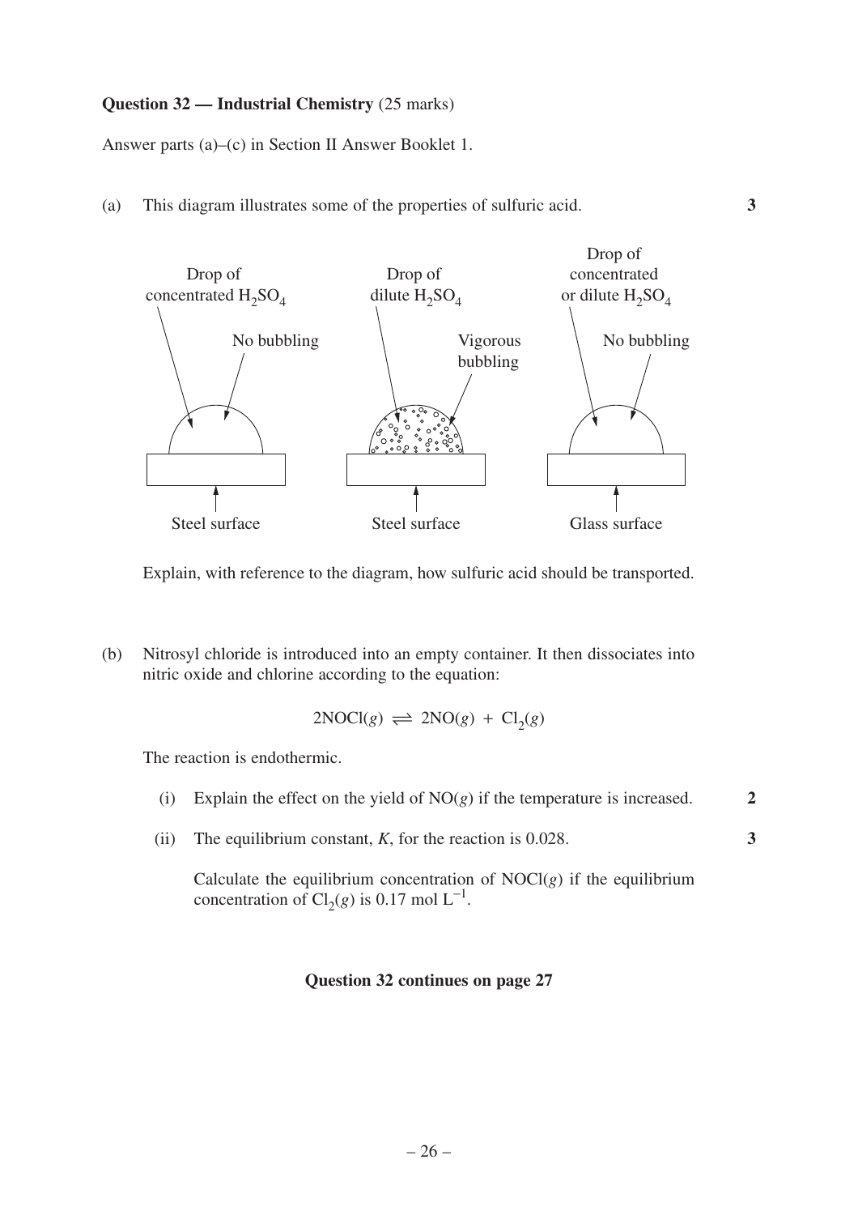**Question 32 — Industrial Chemistry** (25 marks)

Answer parts (a)–(c) in Section II Answer Booklet 1.

(a) This diagram illustrates some of the properties of sulfuric acid. **3**

Drop of concentrated $H_2SO_4$ — No bubbling — Steel surface

Drop of dilute $H_2SO_4$ — Vigorous bubbling — Steel surface

Drop of concentrated or dilute $H_2SO_4$ — No bubbling — Glass surface

Explain, with reference to the diagram, how sulfuric acid should be transported.

(b) Nitrosyl chloride is introduced into an empty container. It then dissociates into nitric oxide and chlorine according to the equation:

$$2NOCl(g) \rightleftharpoons 2NO(g) + Cl_2(g)$$

The reaction is endothermic.

(i) Explain the effect on the yield of $NO(g)$ if the temperature is increased. **2**

(ii) The equilibrium constant, $K$, for the reaction is 0.028. **3**

Calculate the equilibrium concentration of $NOCl(g)$ if the equilibrium concentration of $Cl_2(g)$ is 0.17 mol $L^{-1}$.

**Question 32 continues on page 27**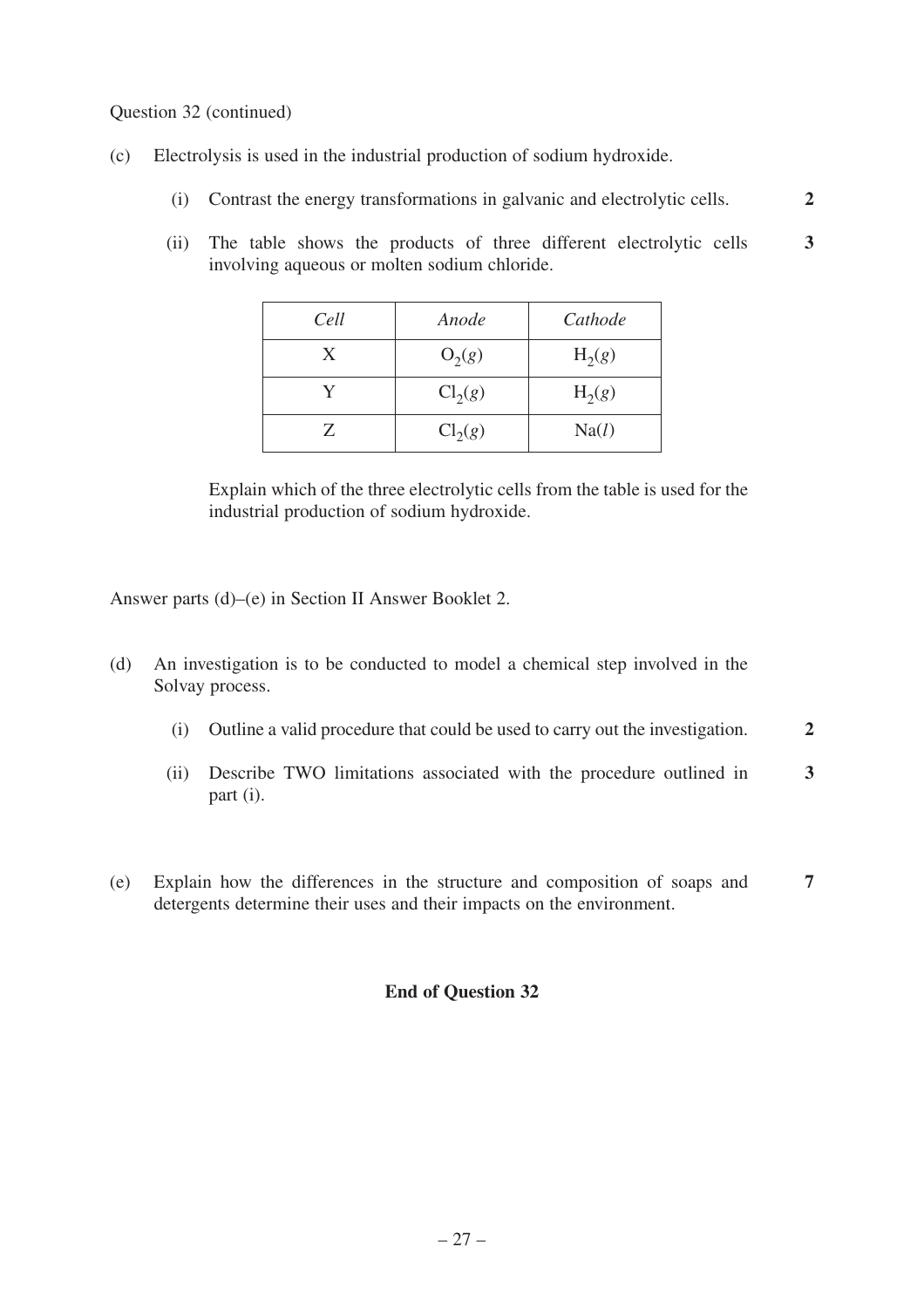Question 32 (continued)

(c) Electrolysis is used in the industrial production of sodium hydroxide.

(i) Contrast the energy transformations in galvanic and electrolytic cells. **2**

(ii) The table shows the products of three different electrolytic cells involving aqueous or molten sodium chloride. **3**

| *Cell* | *Anode* | *Cathode* |
|---|---|---|
| X | $O_2(g)$ | $H_2(g)$ |
| Y | $Cl_2(g)$ | $H_2(g)$ |
| Z | $Cl_2(g)$ | $Na(l)$ |

Explain which of the three electrolytic cells from the table is used for the industrial production of sodium hydroxide.

Answer parts (d)–(e) in Section II Answer Booklet 2.

(d) An investigation is to be conducted to model a chemical step involved in the Solvay process.

(i) Outline a valid procedure that could be used to carry out the investigation. **2**

(ii) Describe TWO limitations associated with the procedure outlined in part (i). **3**

(e) Explain how the differences in the structure and composition of soaps and detergents determine their uses and their impacts on the environment. **7**

**End of Question 32**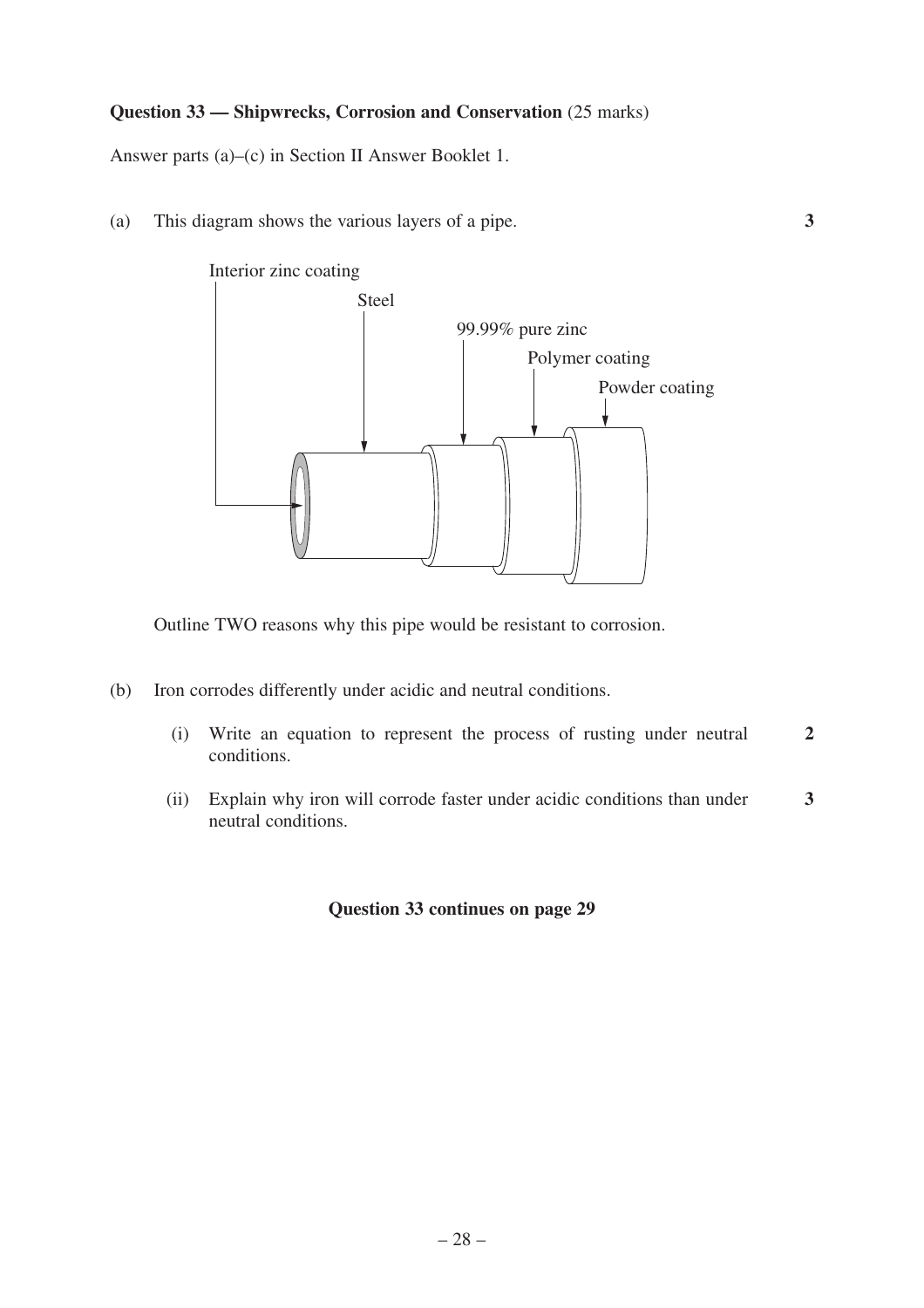**Question 33 — Shipwrecks, Corrosion and Conservation** (25 marks)

Answer parts (a)–(c) in Section II Answer Booklet 1.

(a) This diagram shows the various layers of a pipe. **3**

Interior zinc coating

Steel

99.99% pure zinc

Polymer coating

Powder coating

Outline TWO reasons why this pipe would be resistant to corrosion.

(b) Iron corrodes differently under acidic and neutral conditions.

(i) Write an equation to represent the process of rusting under neutral conditions. **2**

(ii) Explain why iron will corrode faster under acidic conditions than under neutral conditions. **3**

**Question 33 continues on page 29**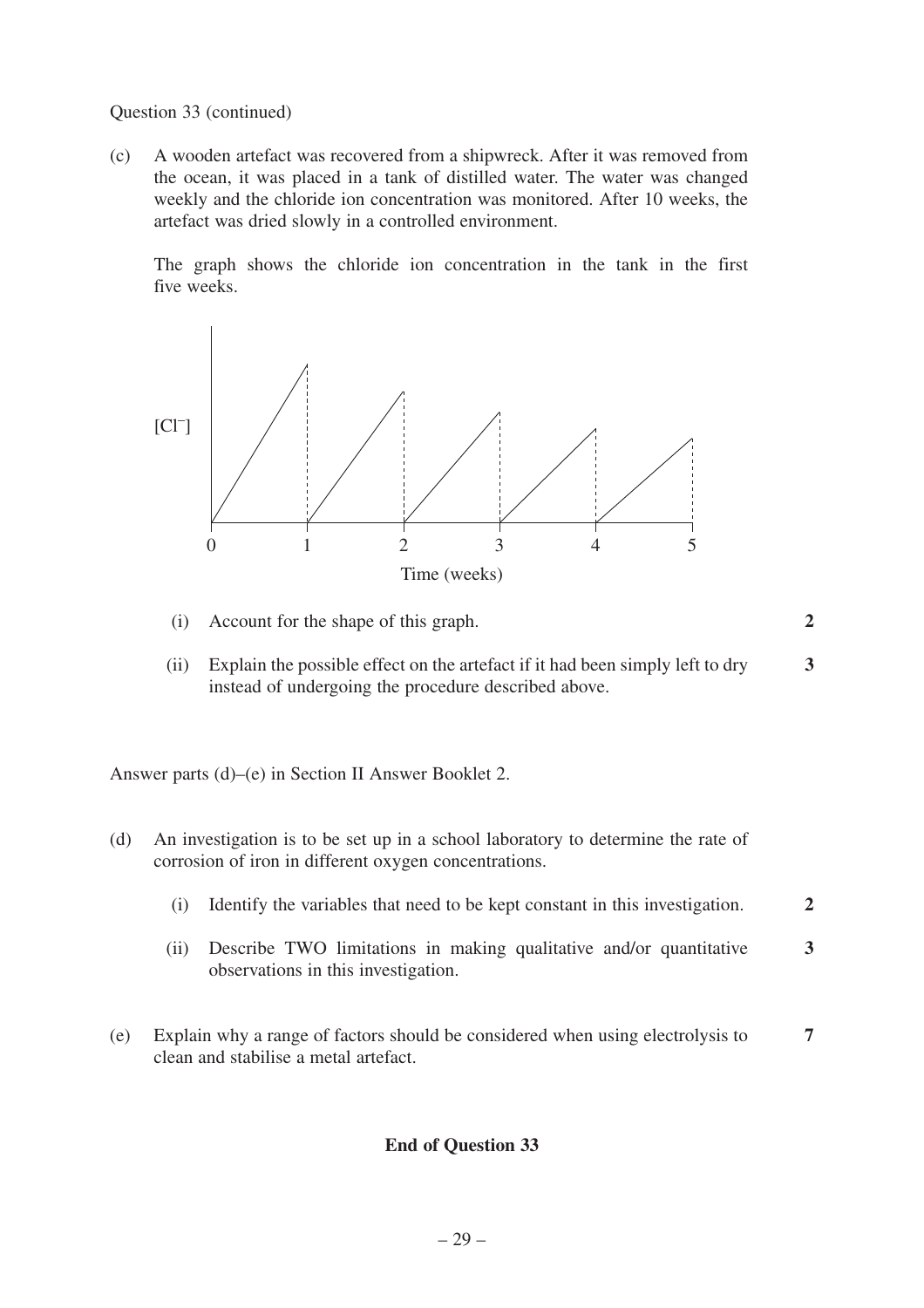Question 33 (continued)

(c) A wooden artefact was recovered from a shipwreck. After it was removed from the ocean, it was placed in a tank of distilled water. The water was changed weekly and the chloride ion concentration was monitored. After 10 weeks, the artefact was dried slowly in a controlled environment.

The graph shows the chloride ion concentration in the tank in the first five weeks.

[Graph: $[Cl^-]$ versus Time (weeks), 0 to 5]

(i) Account for the shape of this graph. **2**

(ii) Explain the possible effect on the artefact if it had been simply left to dry instead of undergoing the procedure described above. **3**

Answer parts (d)–(e) in Section II Answer Booklet 2.

(d) An investigation is to be set up in a school laboratory to determine the rate of corrosion of iron in different oxygen concentrations.

(i) Identify the variables that need to be kept constant in this investigation. **2**

(ii) Describe TWO limitations in making qualitative and/or quantitative observations in this investigation. **3**

(e) Explain why a range of factors should be considered when using electrolysis to clean and stabilise a metal artefact. **7**

**End of Question 33**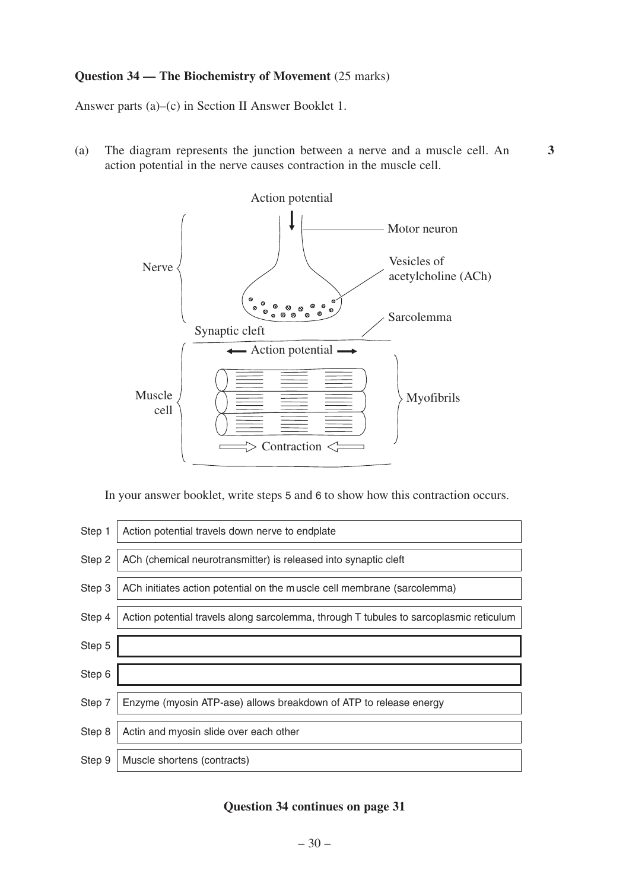**Question 34 — The Biochemistry of Movement** (25 marks)

Answer parts (a)–(c) in Section II Answer Booklet 1.

(a) The diagram represents the junction between a nerve and a muscle cell. An action potential in the nerve causes contraction in the muscle cell. **3**

In your answer booklet, write steps 5 and 6 to show how this contraction occurs.

| Step | |
|---|---|
| Step 1 | Action potential travels down nerve to endplate |
| Step 2 | ACh (chemical neurotransmitter) is released into synaptic cleft |
| Step 3 | ACh initiates action potential on the muscle cell membrane (sarcolemma) |
| Step 4 | Action potential travels along sarcolemma, through T tubules to sarcoplasmic reticulum |
| Step 5 | |
| Step 6 | |
| Step 7 | Enzyme (myosin ATP-ase) allows breakdown of ATP to release energy |
| Step 8 | Actin and myosin slide over each other |
| Step 9 | Muscle shortens (contracts) |

**Question 34 continues on page 31**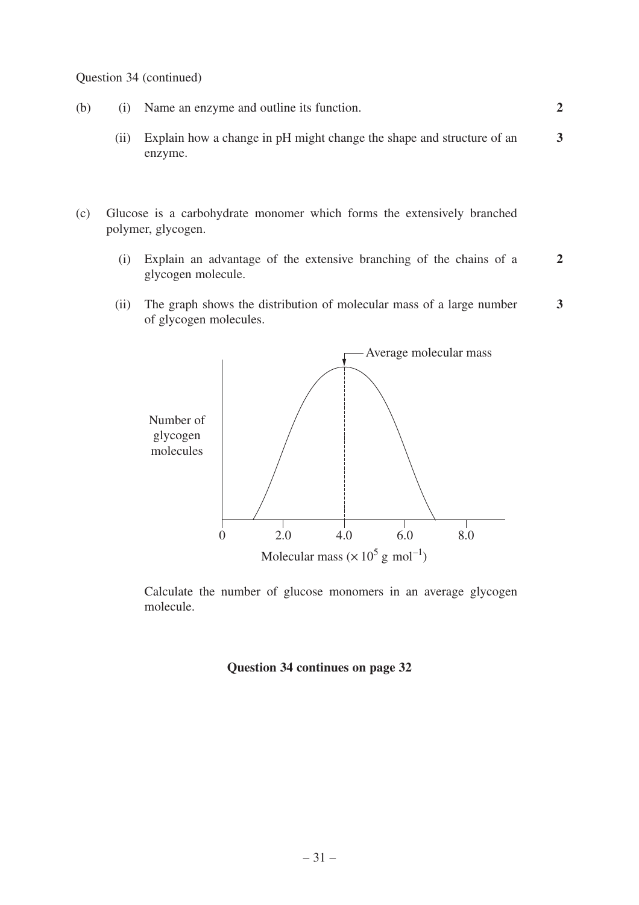Question 34 (continued)

(b) (i) Name an enzyme and outline its function. **2**

(ii) Explain how a change in pH might change the shape and structure of an enzyme. **3**

(c) Glucose is a carbohydrate monomer which forms the extensively branched polymer, glycogen.

(i) Explain an advantage of the extensive branching of the chains of a glycogen molecule. **2**

(ii) The graph shows the distribution of molecular mass of a large number of glycogen molecules. **3**

Graph: Number of glycogen molecules (y-axis) against Molecular mass ($\times 10^5$ g mol$^{-1}$) (x-axis, marked 0, 2.0, 4.0, 6.0, 8.0). The curve peaks at 4.0, labelled "Average molecular mass".

Calculate the number of glucose monomers in an average glycogen molecule.

**Question 34 continues on page 32**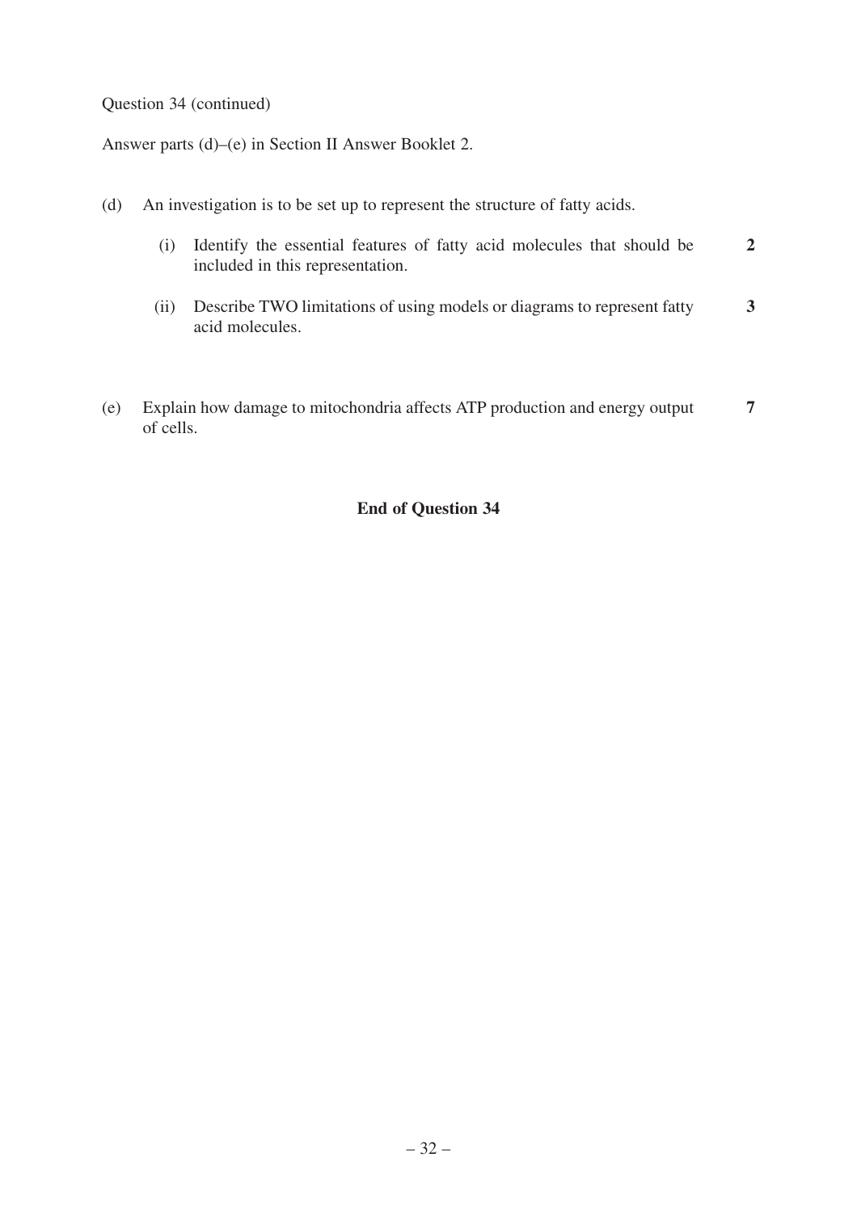Question 34 (continued)

Answer parts (d)–(e) in Section II Answer Booklet 2.

(d) An investigation is to be set up to represent the structure of fatty acids.

(i) Identify the essential features of fatty acid molecules that should be included in this representation. **2**

(ii) Describe TWO limitations of using models or diagrams to represent fatty acid molecules. **3**

(e) Explain how damage to mitochondria affects ATP production and energy output of cells. **7**

**End of Question 34**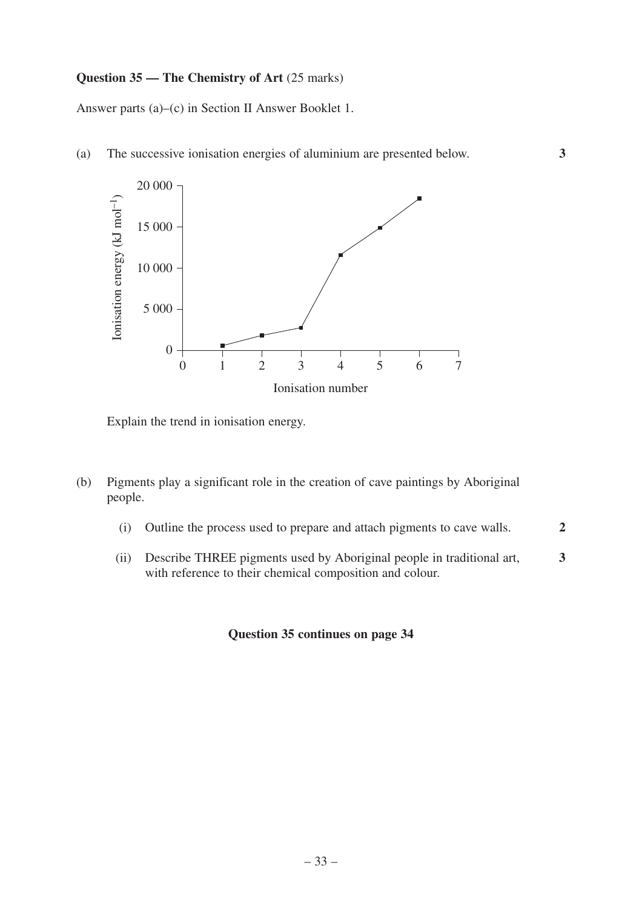**Question 35 — The Chemistry of Art** (25 marks)

Answer parts (a)–(c) in Section II Answer Booklet 1.

(a) The successive ionisation energies of aluminium are presented below. **3**

Explain the trend in ionisation energy.

(b) Pigments play a significant role in the creation of cave paintings by Aboriginal people.

(i) Outline the process used to prepare and attach pigments to cave walls. **2**

(ii) Describe THREE pigments used by Aboriginal people in traditional art, with reference to their chemical composition and colour. **3**

**Question 35 continues on page 34**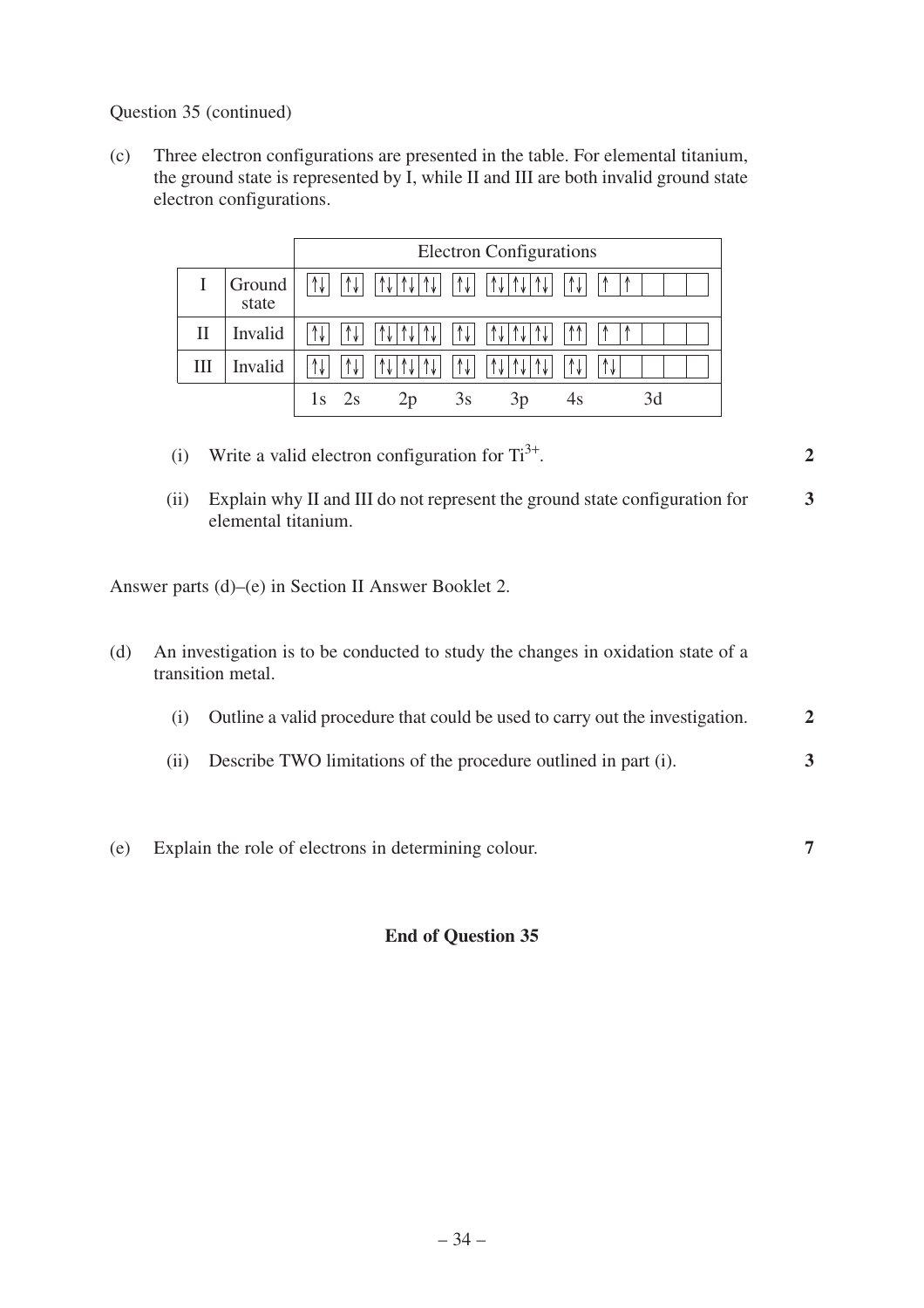Question 35 (continued)

(c) Three electron configurations are presented in the table. For elemental titanium, the ground state is represented by I, while II and III are both invalid ground state electron configurations.

| | | Electron Configurations | | | | | | |
|---|---|---|---|---|---|---|---|---|
| I | Ground state | ↑↓ | ↑↓ | ↑↓ ↑↓ ↑↓ | ↑↓ | ↑↓ ↑↓ ↑↓ | ↑↓ | ↑ ↑ □ □ □ |
| II | Invalid | ↑↓ | ↑↓ | ↑↓ ↑↓ ↑↓ | ↑↓ | ↑↓ ↑↓ ↑↓ | ↑↑ | ↑ ↑ □ □ □ |
| III | Invalid | ↑↓ | ↑↓ | ↑↓ ↑↓ ↑↓ | ↑↓ | ↑↓ ↑↓ ↑↓ | ↑↓ | ↑↓ □ □ □ □ |
| | | 1s | 2s | 2p | 3s | 3p | 4s | 3d |

(i) Write a valid electron configuration for $Ti^{3+}$. **2**

(ii) Explain why II and III do not represent the ground state configuration for elemental titanium. **3**

Answer parts (d)–(e) in Section II Answer Booklet 2.

(d) An investigation is to be conducted to study the changes in oxidation state of a transition metal.

(i) Outline a valid procedure that could be used to carry out the investigation. **2**

(ii) Describe TWO limitations of the procedure outlined in part (i). **3**

(e) Explain the role of electrons in determining colour. **7**

**End of Question 35**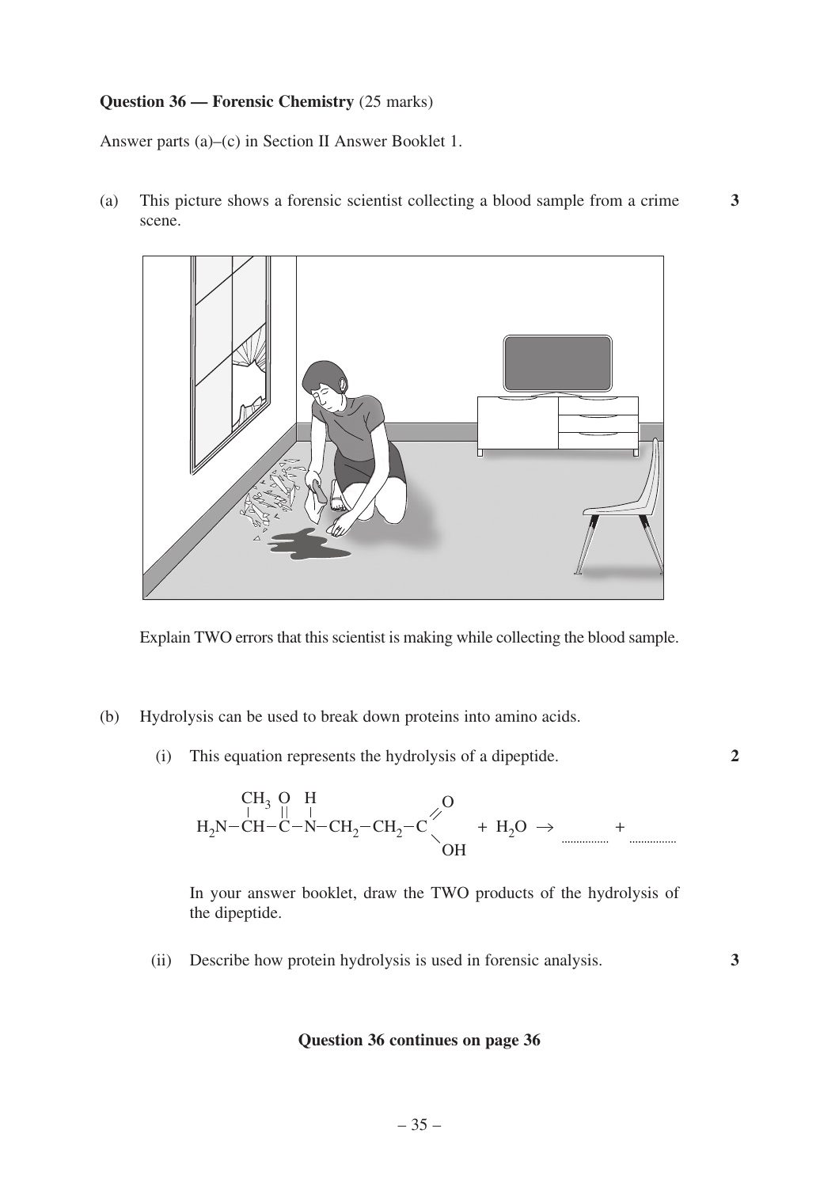**Question 36 — Forensic Chemistry** (25 marks)

Answer parts (a)–(c) in Section II Answer Booklet 1.

(a) This picture shows a forensic scientist collecting a blood sample from a crime scene. **3**

Explain TWO errors that this scientist is making while collecting the blood sample.

(b) Hydrolysis can be used to break down proteins into amino acids.

(i) This equation represents the hydrolysis of a dipeptide. **2**

$$H_2N-\underset{\large |}{\overset{CH_3}{}}\!\!CH-\overset{O}{\overset{||}{C}}-\overset{H}{\overset{|}{N}}-CH_2-CH_2-C\begin{matrix}\nearrow O \\ \searrow OH\end{matrix} + H_2O \rightarrow \ldots\ldots\ldots + \ldots\ldots\ldots$$

In your answer booklet, draw the TWO products of the hydrolysis of the dipeptide.

(ii) Describe how protein hydrolysis is used in forensic analysis. **3**

**Question 36 continues on page 36**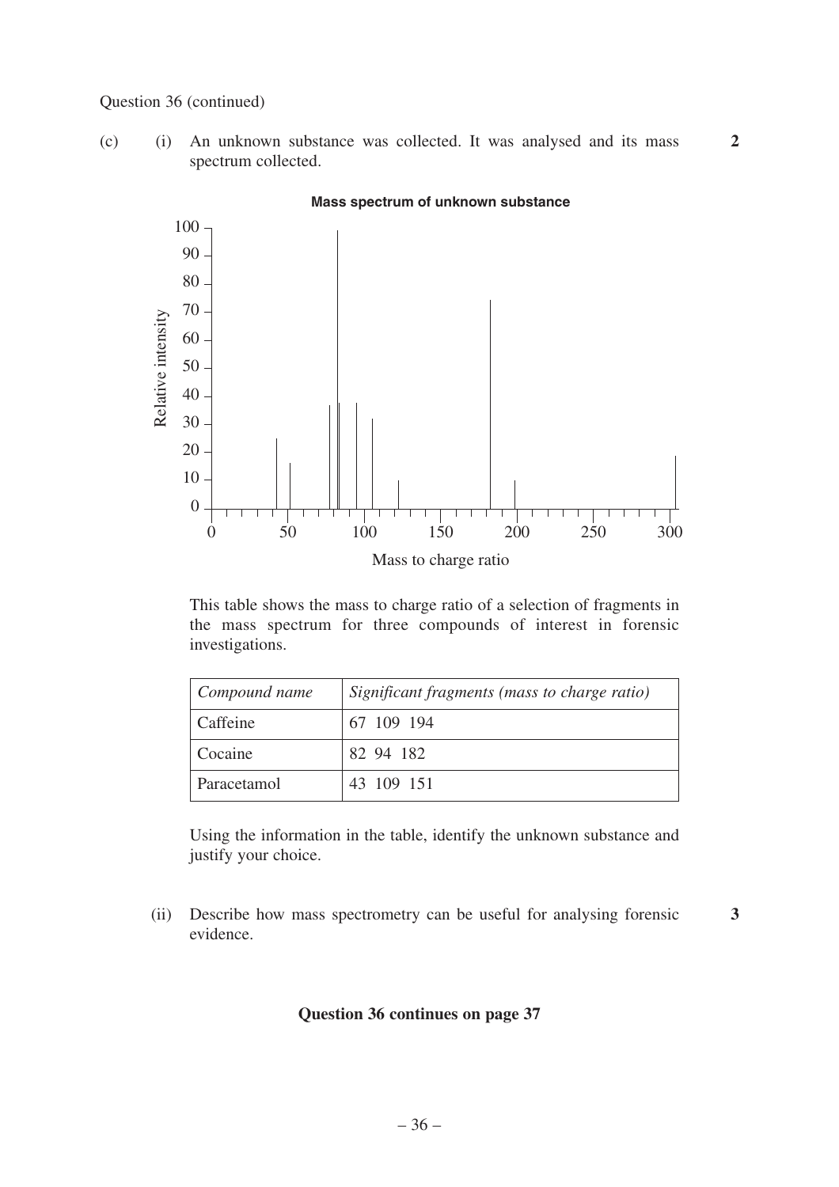Question 36 (continued)

(c) (i) An unknown substance was collected. It was analysed and its mass spectrum collected. **2**

**Mass spectrum of unknown substance**

This table shows the mass to charge ratio of a selection of fragments in the mass spectrum for three compounds of interest in forensic investigations.

| *Compound name* | *Significant fragments (mass to charge ratio)* |
| --- | --- |
| Caffeine | 67 109 194 |
| Cocaine | 82 94 182 |
| Paracetamol | 43 109 151 |

Using the information in the table, identify the unknown substance and justify your choice.

(ii) Describe how mass spectrometry can be useful for analysing forensic evidence. **3**

**Question 36 continues on page 37**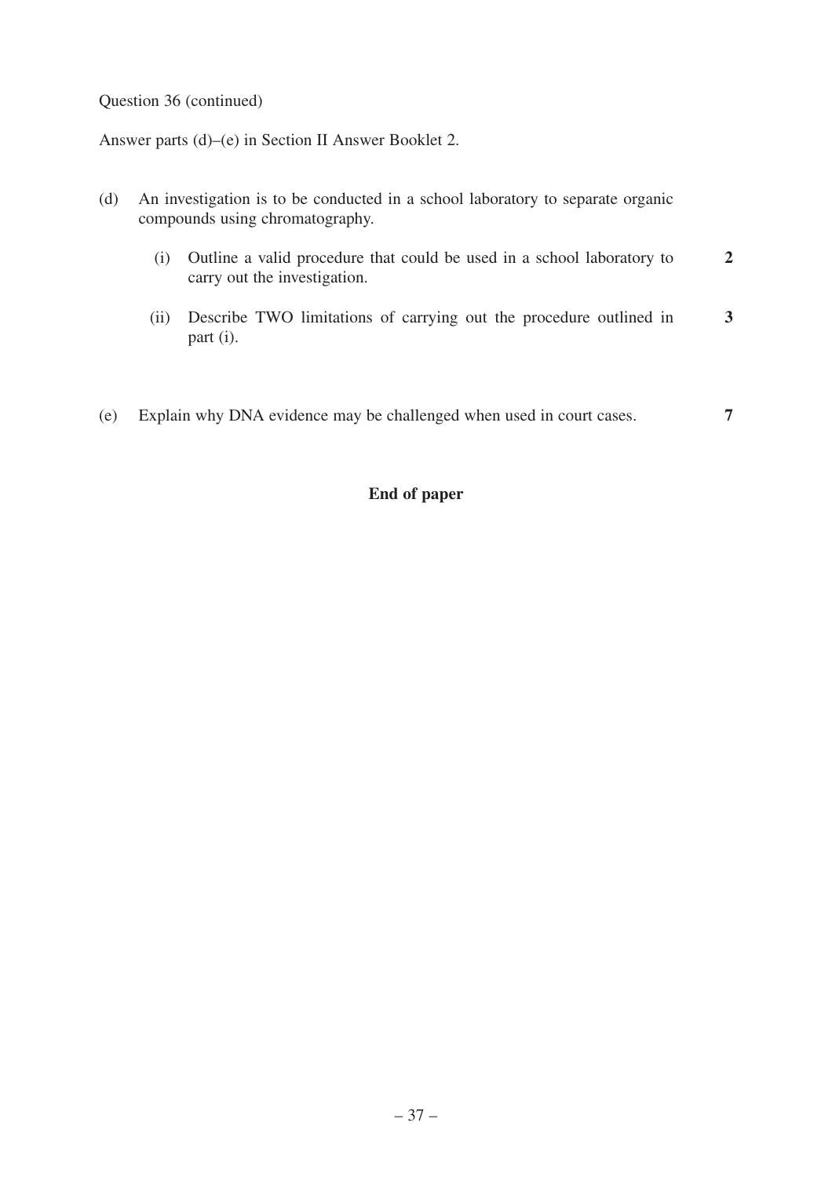Question 36 (continued)

Answer parts (d)–(e) in Section II Answer Booklet 2.

(d) An investigation is to be conducted in a school laboratory to separate organic compounds using chromatography.

  (i) Outline a valid procedure that could be used in a school laboratory to carry out the investigation. **2**

  (ii) Describe TWO limitations of carrying out the procedure outlined in part (i). **3**

(e) Explain why DNA evidence may be challenged when used in court cases. **7**

**End of paper**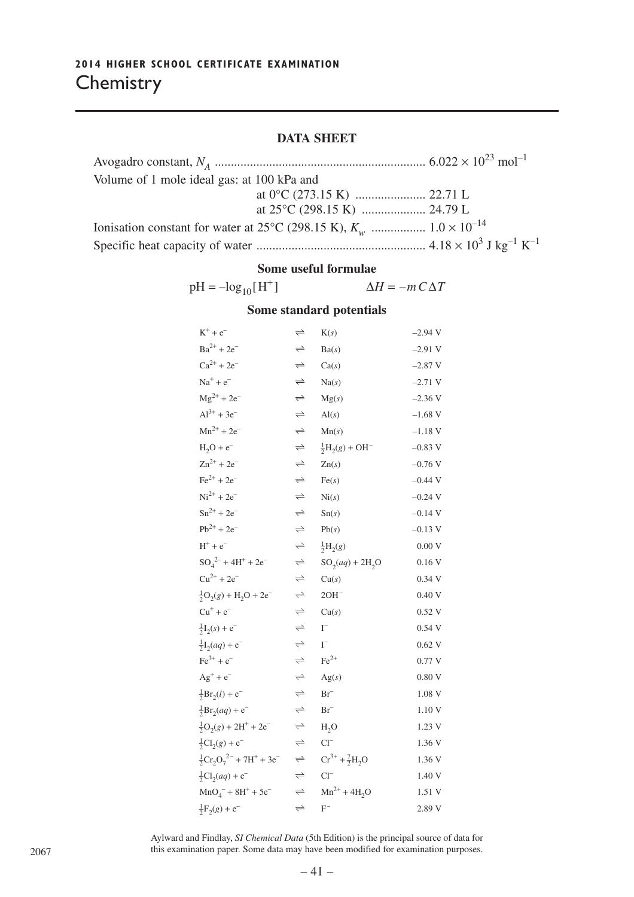## 2014 HIGHER SCHOOL CERTIFICATE EXAMINATION

# Chemistry

### DATA SHEET

Avogadro constant, $N_A$ .................................................................. $6.022 \times 10^{23}$ mol$^{-1}$

Volume of 1 mole ideal gas: at 100 kPa and

at 0°C (273.15 K) ...................... 22.71 L

at 25°C (298.15 K) .................... 24.79 L

Ionisation constant for water at 25°C (298.15 K), $K_w$ ................. $1.0 \times 10^{-14}$

Specific heat capacity of water ..................................................... $4.18 \times 10^3$ J kg$^{-1}$ K$^{-1}$

### Some useful formulae

$\text{pH} = -\log_{10}[\text{H}^+]$ $\qquad\qquad \Delta H = -m\,C\,\Delta T$

### Some standard potentials

| | | | |
|---|---|---|---|
| $K^+ + e^-$ | $\rightleftharpoons$ | $K(s)$ | –2.94 V |
| $Ba^{2+} + 2e^-$ | $\rightleftharpoons$ | $Ba(s)$ | –2.91 V |
| $Ca^{2+} + 2e^-$ | $\rightleftharpoons$ | $Ca(s)$ | –2.87 V |
| $Na^+ + e^-$ | $\rightleftharpoons$ | $Na(s)$ | –2.71 V |
| $Mg^{2+} + 2e^-$ | $\rightleftharpoons$ | $Mg(s)$ | –2.36 V |
| $Al^{3+} + 3e^-$ | $\rightleftharpoons$ | $Al(s)$ | –1.68 V |
| $Mn^{2+} + 2e^-$ | $\rightleftharpoons$ | $Mn(s)$ | –1.18 V |
| $H_2O + e^-$ | $\rightleftharpoons$ | $\frac{1}{2}H_2(g) + OH^-$ | –0.83 V |
| $Zn^{2+} + 2e^-$ | $\rightleftharpoons$ | $Zn(s)$ | –0.76 V |
| $Fe^{2+} + 2e^-$ | $\rightleftharpoons$ | $Fe(s)$ | –0.44 V |
| $Ni^{2+} + 2e^-$ | $\rightleftharpoons$ | $Ni(s)$ | –0.24 V |
| $Sn^{2+} + 2e^-$ | $\rightleftharpoons$ | $Sn(s)$ | –0.14 V |
| $Pb^{2+} + 2e^-$ | $\rightleftharpoons$ | $Pb(s)$ | –0.13 V |
| $H^+ + e^-$ | $\rightleftharpoons$ | $\frac{1}{2}H_2(g)$ | 0.00 V |
| $SO_4^{2-} + 4H^+ + 2e^-$ | $\rightleftharpoons$ | $SO_2(aq) + 2H_2O$ | 0.16 V |
| $Cu^{2+} + 2e^-$ | $\rightleftharpoons$ | $Cu(s)$ | 0.34 V |
| $\frac{1}{2}O_2(g) + H_2O + 2e^-$ | $\rightleftharpoons$ | $2OH^-$ | 0.40 V |
| $Cu^+ + e^-$ | $\rightleftharpoons$ | $Cu(s)$ | 0.52 V |
| $\frac{1}{2}I_2(s) + e^-$ | $\rightleftharpoons$ | $I^-$ | 0.54 V |
| $\frac{1}{2}I_2(aq) + e^-$ | $\rightleftharpoons$ | $I^-$ | 0.62 V |
| $Fe^{3+} + e^-$ | $\rightleftharpoons$ | $Fe^{2+}$ | 0.77 V |
| $Ag^+ + e^-$ | $\rightleftharpoons$ | $Ag(s)$ | 0.80 V |
| $\frac{1}{2}Br_2(l) + e^-$ | $\rightleftharpoons$ | $Br^-$ | 1.08 V |
| $\frac{1}{2}Br_2(aq) + e^-$ | $\rightleftharpoons$ | $Br^-$ | 1.10 V |
| $\frac{1}{2}O_2(g) + 2H^+ + 2e^-$ | $\rightleftharpoons$ | $H_2O$ | 1.23 V |
| $\frac{1}{2}Cl_2(g) + e^-$ | $\rightleftharpoons$ | $Cl^-$ | 1.36 V |
| $\frac{1}{2}Cr_2O_7^{2-} + 7H^+ + 3e^-$ | $\rightleftharpoons$ | $Cr^{3+} + \frac{7}{2}H_2O$ | 1.36 V |
| $\frac{1}{2}Cl_2(aq) + e^-$ | $\rightleftharpoons$ | $Cl^-$ | 1.40 V |
| $MnO_4^- + 8H^+ + 5e^-$ | $\rightleftharpoons$ | $Mn^{2+} + 4H_2O$ | 1.51 V |
| $\frac{1}{2}F_2(g) + e^-$ | $\rightleftharpoons$ | $F^-$ | 2.89 V |

Aylward and Findlay, *SI Chemical Data* (5th Edition) is the principal source of data for this examination paper. Some data may have been modified for examination purposes.

2067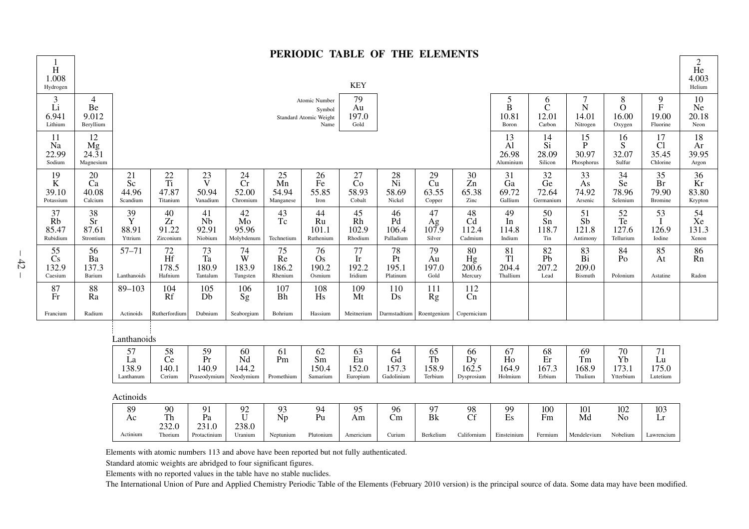# PERIODIC TABLE OF THE ELEMENTS

KEY: Atomic Number / Symbol / Standard Atomic Weight / Name — e.g. 79 Au 197.0 Gold

| 1 | 2 | 3 | 4 | 5 | 6 | 7 | 8 | 9 | 10 | 11 | 12 | 13 | 14 | 15 | 16 | 17 | 18 |
|---|---|---|---|---|---|---|---|---|---|---|---|---|---|---|---|---|---|
| 1 H 1.008 Hydrogen | | | | | | | | | | | | | | | | | 2 He 4.003 Helium |
| 3 Li 6.941 Lithium | 4 Be 9.012 Beryllium | | | | | | | | | | | 5 B 10.81 Boron | 6 C 12.01 Carbon | 7 N 14.01 Nitrogen | 8 O 16.00 Oxygen | 9 F 19.00 Fluorine | 10 Ne 20.18 Neon |
| 11 Na 22.99 Sodium | 12 Mg 24.31 Magnesium | | | | | | | | | | | 13 Al 26.98 Aluminium | 14 Si 28.09 Silicon | 15 P 30.97 Phosphorus | 16 S 32.07 Sulfur | 17 Cl 35.45 Chlorine | 18 Ar 39.95 Argon |
| 19 K 39.10 Potassium | 20 Ca 40.08 Calcium | 21 Sc 44.96 Scandium | 22 Ti 47.87 Titanium | 23 V 50.94 Vanadium | 24 Cr 52.00 Chromium | 25 Mn 54.94 Manganese | 26 Fe 55.85 Iron | 27 Co 58.93 Cobalt | 28 Ni 58.69 Nickel | 29 Cu 63.55 Copper | 30 Zn 65.38 Zinc | 31 Ga 69.72 Gallium | 32 Ge 72.64 Germanium | 33 As 74.92 Arsenic | 34 Se 78.96 Selenium | 35 Br 79.90 Bromine | 36 Kr 83.80 Krypton |
| 37 Rb 85.47 Rubidium | 38 Sr 87.61 Strontium | 39 Y 88.91 Yttrium | 40 Zr 91.22 Zirconium | 41 Nb 92.91 Niobium | 42 Mo 95.96 Molybdenum | 43 Tc Technetium | 44 Ru 101.1 Ruthenium | 45 Rh 102.9 Rhodium | 46 Pd 106.4 Palladium | 47 Ag 107.9 Silver | 48 Cd 112.4 Cadmium | 49 In 114.8 Indium | 50 Sn 118.7 Tin | 51 Sb 121.8 Antimony | 52 Te 127.6 Tellurium | 53 I 126.9 Iodine | 54 Xe 131.3 Xenon |
| 55 Cs 132.9 Caesium | 56 Ba 137.3 Barium | 57–71 Lanthanoids | 72 Hf 178.5 Hafnium | 73 Ta 180.9 Tantalum | 74 W 183.9 Tungsten | 75 Re 186.2 Rhenium | 76 Os 190.2 Osmium | 77 Ir 192.2 Iridium | 78 Pt 195.1 Platinum | 79 Au 197.0 Gold | 80 Hg 200.6 Mercury | 81 Tl 204.4 Thallium | 82 Pb 207.2 Lead | 83 Bi 209.0 Bismuth | 84 Po Polonium | 85 At Astatine | 86 Rn Radon |
| 87 Fr Francium | 88 Ra Radium | 89–103 Actinoids | 104 Rf Rutherfordium | 105 Db Dubnium | 106 Sg Seaborgium | 107 Bh Bohrium | 108 Hs Hassium | 109 Mt Meitnerium | 110 Ds Darmstadtium | 111 Rg Roentgenium | 112 Cn Copernicium | | | | | | |

Lanthanoids

| | | | | | | | | | | | | | | |
|---|---|---|---|---|---|---|---|---|---|---|---|---|---|---|
| 57 La 138.9 Lanthanum | 58 Ce 140.1 Cerium | 59 Pr 140.9 Praseodymium | 60 Nd 144.2 Neodymium | 61 Pm Promethium | 62 Sm 150.4 Samarium | 63 Eu 152.0 Europium | 64 Gd 157.3 Gadolinium | 65 Tb 158.9 Terbium | 66 Dy 162.5 Dysprosium | 67 Ho 164.9 Holmium | 68 Er 167.3 Erbium | 69 Tm 168.9 Thulium | 70 Yb 173.1 Ytterbium | 71 Lu 175.0 Lutetium |

Actinoids

| | | | | | | | | | | | | | | |
|---|---|---|---|---|---|---|---|---|---|---|---|---|---|---|
| 89 Ac Actinium | 90 Th 232.0 Thorium | 91 Pa 231.0 Protactinium | 92 U 238.0 Uranium | 93 Np Neptunium | 94 Pu Plutonium | 95 Am Americium | 96 Cm Curium | 97 Bk Berkelium | 98 Cf Californium | 99 Es Einsteinium | 100 Fm Fermium | 101 Md Mendelevium | 102 No Nobelium | 103 Lr Lawrencium |

Elements with atomic numbers 113 and above have been reported but not fully authenticated.

Standard atomic weights are abridged to four significant figures.

Elements with no reported values in the table have no stable nuclides.

The International Union of Pure and Applied Chemistry Periodic Table of the Elements (February 2010 version) is the principal source of data. Some data may have been modified.